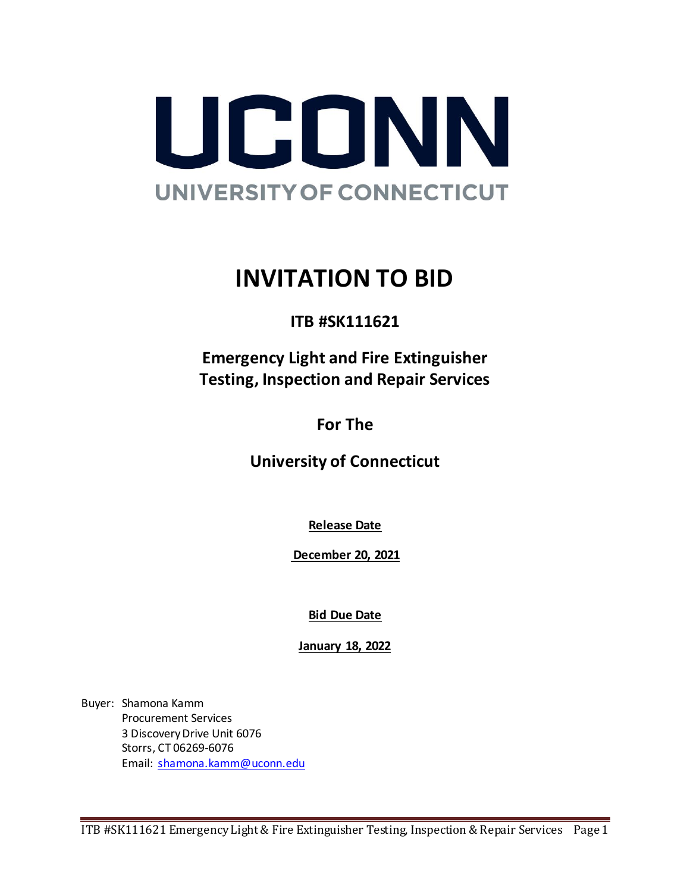UCONN

UNIVERSITY OF CONNECTICUT

# INVITATION TO BID

## ITB #SK111621

## Emergency Light and Fire Extinguisher Testing, Inspection and Repair Services

## For The

## University of Connecticut

**Release Date**

**December 20, 2021**

**Bid Due Date**

**January 18, 2022**

Buyer: Shamona Kamm
Procurement Services
3 Discovery Drive Unit 6076
Storrs, CT 06269-6076
Email: shamona.kamm@uconn.edu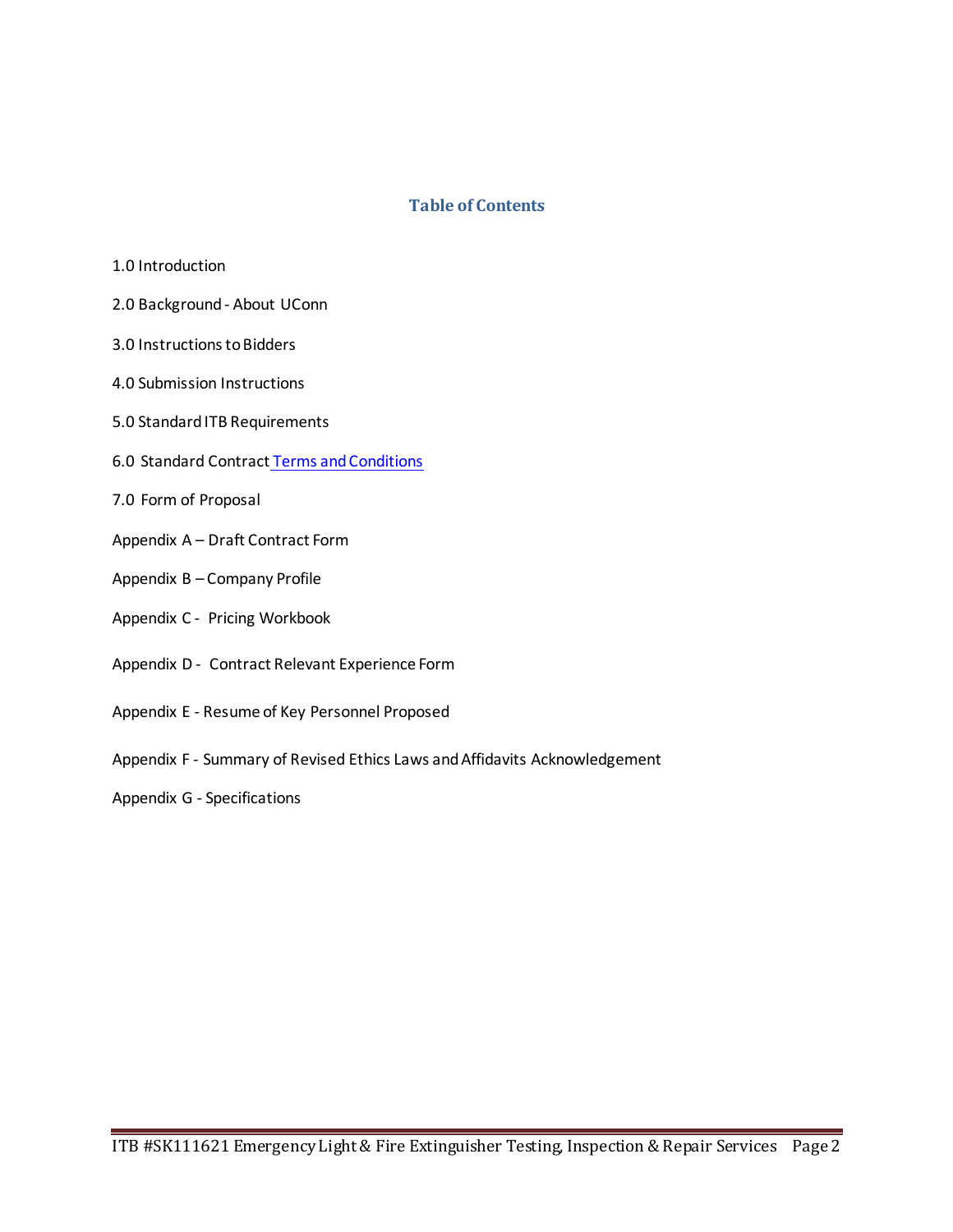## Table of Contents

1.0 Introduction

2.0 Background - About UConn

3.0 Instructions to Bidders

4.0 Submission Instructions

5.0 Standard ITB Requirements

6.0 Standard Contract Terms and Conditions

7.0 Form of Proposal

Appendix A – Draft Contract Form

Appendix B – Company Profile

Appendix C - Pricing Workbook

Appendix D - Contract Relevant Experience Form

Appendix E - Resume of Key Personnel Proposed

Appendix F - Summary of Revised Ethics Laws and Affidavits Acknowledgement

Appendix G - Specifications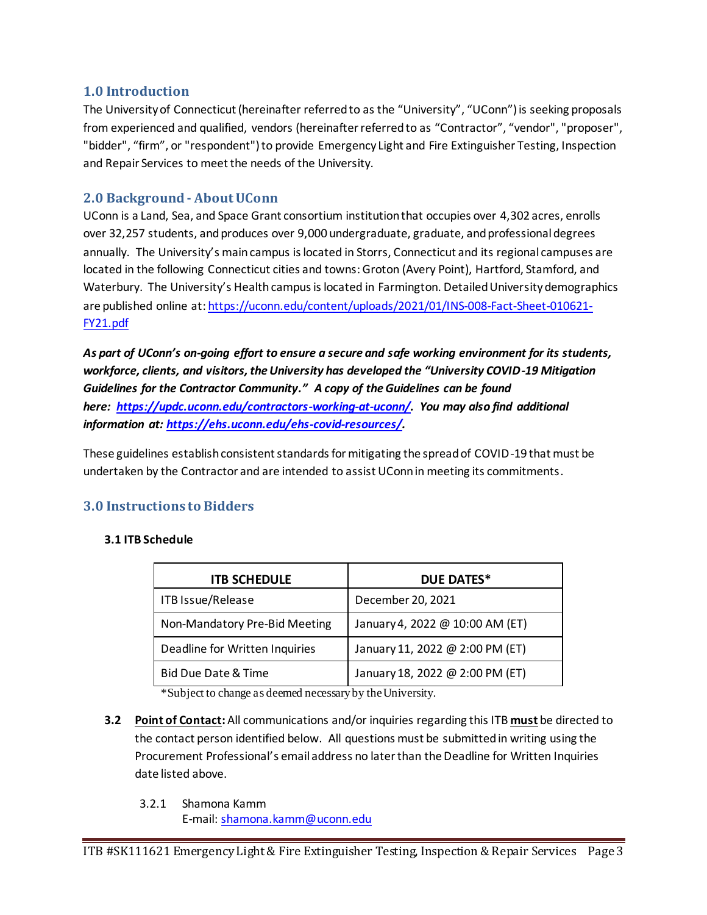## 1.0 Introduction

The University of Connecticut (hereinafter referred to as the "University", "UConn") is seeking proposals from experienced and qualified, vendors (hereinafter referred to as "Contractor", "vendor", "proposer", "bidder", "firm", or "respondent") to provide Emergency Light and Fire Extinguisher Testing, Inspection and Repair Services to meet the needs of the University.

## 2.0 Background - About UConn

UConn is a Land, Sea, and Space Grant consortium institution that occupies over 4,302 acres, enrolls over 32,257 students, and produces over 9,000 undergraduate, graduate, and professional degrees annually. The University's main campus is located in Storrs, Connecticut and its regional campuses are located in the following Connecticut cities and towns: Groton (Avery Point), Hartford, Stamford, and Waterbury. The University's Health campus is located in Farmington. Detailed University demographics are published online at: https://uconn.edu/content/uploads/2021/01/INS-008-Fact-Sheet-010621-FY21.pdf

***As part of UConn's on-going effort to ensure a secure and safe working environment for its students, workforce, clients, and visitors, the University has developed the "University COVID-19 Mitigation Guidelines for the Contractor Community." A copy of the Guidelines can be found here: https://updc.uconn.edu/contractors-working-at-uconn/. You may also find additional information at: https://ehs.uconn.edu/ehs-covid-resources/.***

These guidelines establish consistent standards for mitigating the spread of COVID-19 that must be undertaken by the Contractor and are intended to assist UConn in meeting its commitments.

## 3.0 Instructions to Bidders

### 3.1 ITB Schedule

| ITB SCHEDULE | DUE DATES* |
|---|---|
| ITB Issue/Release | December 20, 2021 |
| Non-Mandatory Pre-Bid Meeting | January 4, 2022 @ 10:00 AM (ET) |
| Deadline for Written Inquiries | January 11, 2022 @ 2:00 PM (ET) |
| Bid Due Date & Time | January 18, 2022 @ 2:00 PM (ET) |

*Subject to change as deemed necessary by the University.

**3.2 Point of Contact:** All communications and/or inquiries regarding this ITB **must** be directed to the contact person identified below. All questions must be submitted in writing using the Procurement Professional's email address no later than the Deadline for Written Inquiries date listed above.

3.2.1 Shamona Kamm
E-mail: shamona.kamm@uconn.edu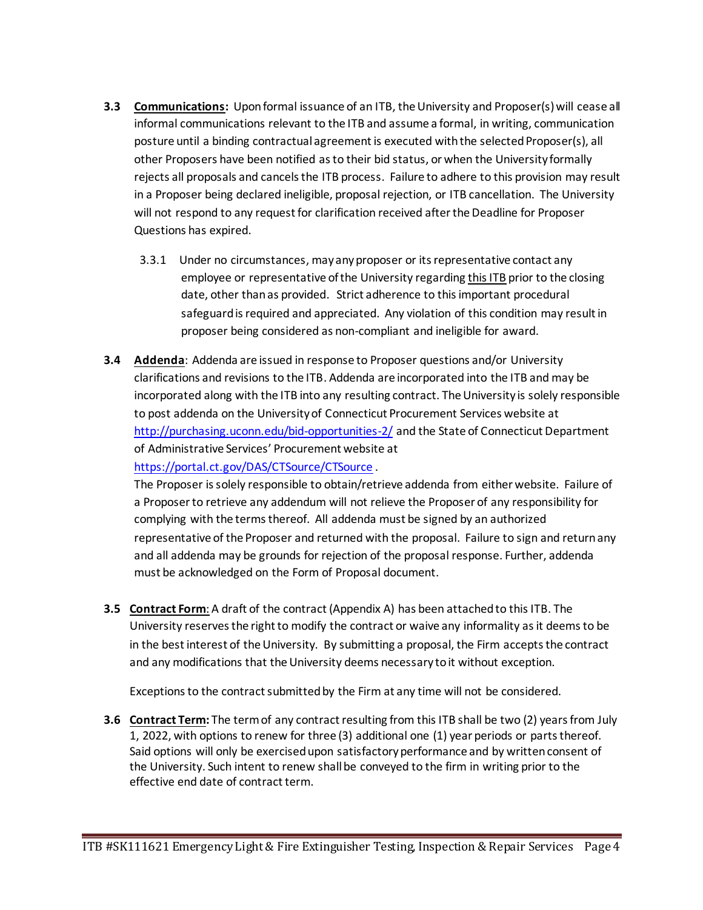**3.3 Communications:** Upon formal issuance of an ITB, the University and Proposer(s) will cease all informal communications relevant to the ITB and assume a formal, in writing, communication posture until a binding contractual agreement is executed with the selected Proposer(s), all other Proposers have been notified as to their bid status, or when the University formally rejects all proposals and cancels the ITB process. Failure to adhere to this provision may result in a Proposer being declared ineligible, proposal rejection, or ITB cancellation. The University will not respond to any request for clarification received after the Deadline for Proposer Questions has expired.

3.3.1 Under no circumstances, may any proposer or its representative contact any employee or representative of the University regarding this ITB prior to the closing date, other than as provided. Strict adherence to this important procedural safeguard is required and appreciated. Any violation of this condition may result in proposer being considered as non-compliant and ineligible for award.

**3.4 Addenda**: Addenda are issued in response to Proposer questions and/or University clarifications and revisions to the ITB. Addenda are incorporated into the ITB and may be incorporated along with the ITB into any resulting contract. The University is solely responsible to post addenda on the University of Connecticut Procurement Services website at http://purchasing.uconn.edu/bid-opportunities-2/ and the State of Connecticut Department of Administrative Services' Procurement website at https://portal.ct.gov/DAS/CTSource/CTSource .
The Proposer is solely responsible to obtain/retrieve addenda from either website. Failure of a Proposer to retrieve any addendum will not relieve the Proposer of any responsibility for complying with the terms thereof. All addenda must be signed by an authorized representative of the Proposer and returned with the proposal. Failure to sign and return any and all addenda may be grounds for rejection of the proposal response. Further, addenda must be acknowledged on the Form of Proposal document.

**3.5 Contract Form**: A draft of the contract (Appendix A) has been attached to this ITB. The University reserves the right to modify the contract or waive any informality as it deems to be in the best interest of the University. By submitting a proposal, the Firm accepts the contract and any modifications that the University deems necessary to it without exception.

Exceptions to the contract submitted by the Firm at any time will not be considered.

**3.6 Contract Term:** The term of any contract resulting from this ITB shall be two (2) years from July 1, 2022, with options to renew for three (3) additional one (1) year periods or parts thereof. Said options will only be exercised upon satisfactory performance and by written consent of the University. Such intent to renew shall be conveyed to the firm in writing prior to the effective end date of contract term.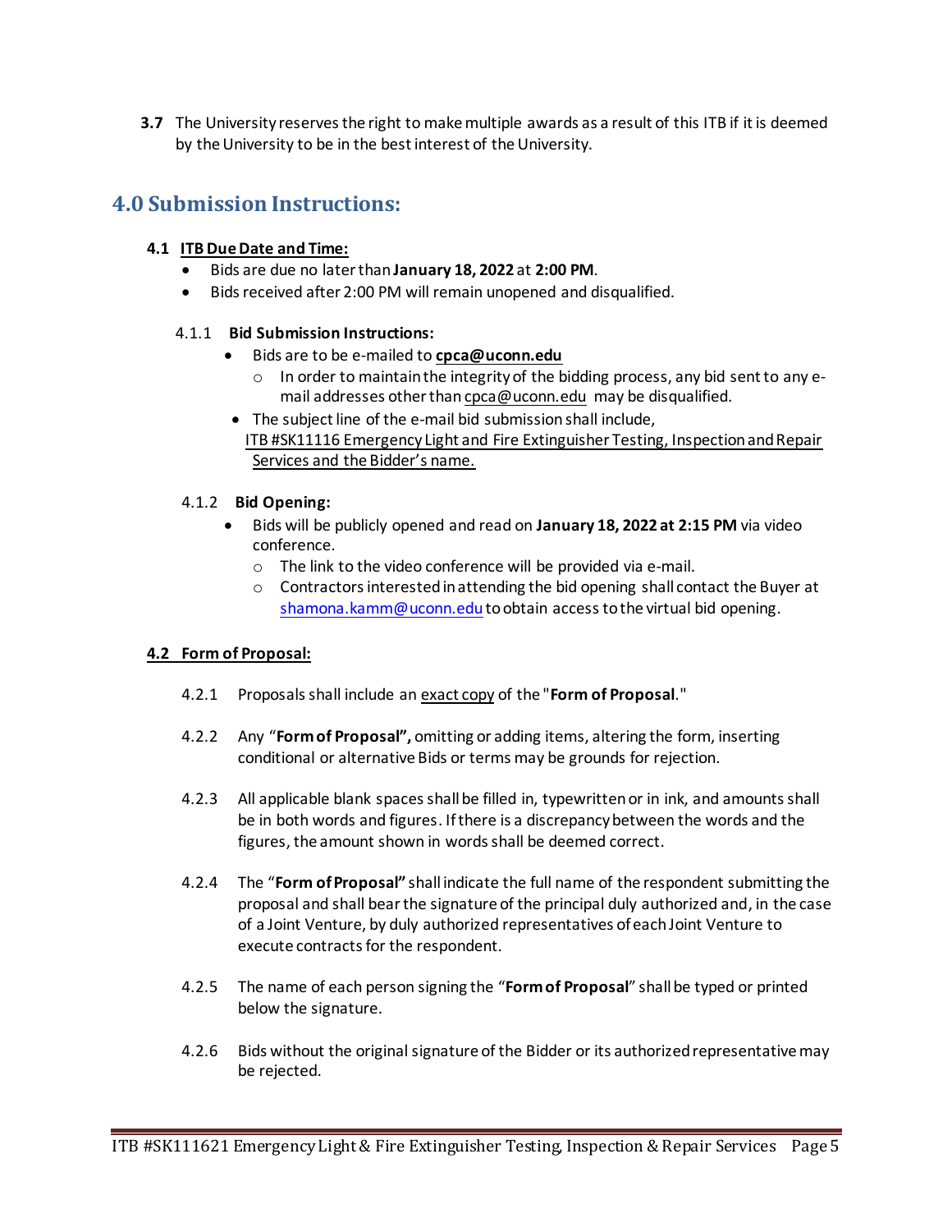**3.7** The University reserves the right to make multiple awards as a result of this ITB if it is deemed by the University to be in the best interest of the University.

## 4.0 Submission Instructions:

### 4.1 ITB Due Date and Time:

- Bids are due no later than **January 18, 2022** at **2:00 PM**.
- Bids received after 2:00 PM will remain unopened and disqualified.

#### 4.1.1 Bid Submission Instructions:

- Bids are to be e-mailed to **cpca@uconn.edu**
  - In order to maintain the integrity of the bidding process, any bid sent to any e-mail addresses other than cpca@uconn.edu may be disqualified.
- The subject line of the e-mail bid submission shall include, ITB #SK11116 Emergency Light and Fire Extinguisher Testing, Inspection and Repair Services and the Bidder's name.

#### 4.1.2 Bid Opening:

- Bids will be publicly opened and read on **January 18, 2022 at 2:15 PM** via video conference.
  - The link to the video conference will be provided via e-mail.
  - Contractors interested in attending the bid opening shall contact the Buyer at shamona.kamm@uconn.edu to obtain access to the virtual bid opening.

### 4.2 Form of Proposal:

4.2.1 Proposals shall include an exact copy of the "**Form of Proposal**."

4.2.2 Any "**Form of Proposal",** omitting or adding items, altering the form, inserting conditional or alternative Bids or terms may be grounds for rejection.

4.2.3 All applicable blank spaces shall be filled in, typewritten or in ink, and amounts shall be in both words and figures. If there is a discrepancy between the words and the figures, the amount shown in words shall be deemed correct.

4.2.4 The "**Form of Proposal"** shall indicate the full name of the respondent submitting the proposal and shall bear the signature of the principal duly authorized and, in the case of a Joint Venture, by duly authorized representatives of each Joint Venture to execute contracts for the respondent.

4.2.5 The name of each person signing the "**Form of Proposal**" shall be typed or printed below the signature.

4.2.6 Bids without the original signature of the Bidder or its authorized representative may be rejected.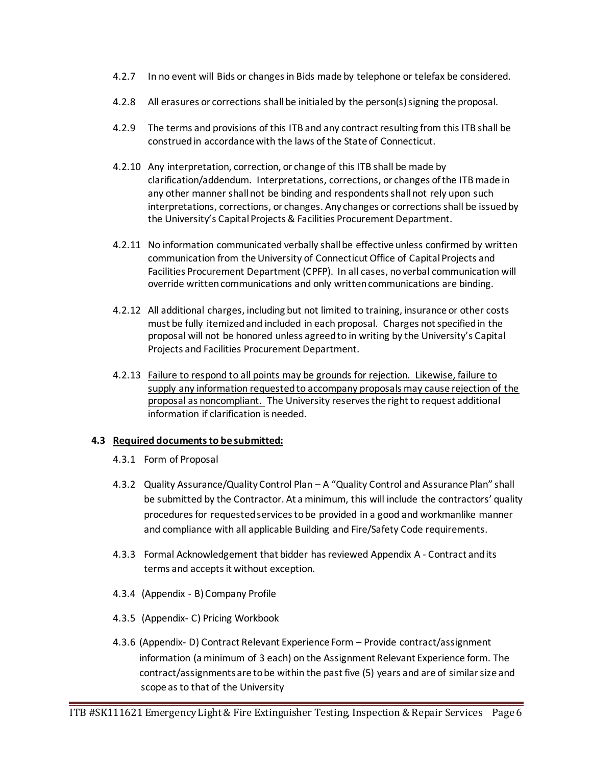4.2.7 In no event will Bids or changes in Bids made by telephone or telefax be considered.

4.2.8 All erasures or corrections shall be initialed by the person(s) signing the proposal.

4.2.9 The terms and provisions of this ITB and any contract resulting from this ITB shall be construed in accordance with the laws of the State of Connecticut.

4.2.10 Any interpretation, correction, or change of this ITB shall be made by clarification/addendum. Interpretations, corrections, or changes of the ITB made in any other manner shall not be binding and respondents shall not rely upon such interpretations, corrections, or changes. Any changes or corrections shall be issued by the University's Capital Projects & Facilities Procurement Department.

4.2.11 No information communicated verbally shall be effective unless confirmed by written communication from the University of Connecticut Office of Capital Projects and Facilities Procurement Department (CPFP). In all cases, no verbal communication will override written communications and only written communications are binding.

4.2.12 All additional charges, including but not limited to training, insurance or other costs must be fully itemized and included in each proposal. Charges not specified in the proposal will not be honored unless agreed to in writing by the University's Capital Projects and Facilities Procurement Department.

4.2.13 <u>Failure to respond to all points may be grounds for rejection. Likewise, failure to supply any information requested to accompany proposals may cause rejection of the proposal as noncompliant.</u> The University reserves the right to request additional information if clarification is needed.

**4.3 <u>Required documents to be submitted:</u>**

4.3.1 Form of Proposal

4.3.2 Quality Assurance/Quality Control Plan – A "Quality Control and Assurance Plan" shall be submitted by the Contractor. At a minimum, this will include the contractors' quality procedures for requested services to be provided in a good and workmanlike manner and compliance with all applicable Building and Fire/Safety Code requirements.

4.3.3 Formal Acknowledgement that bidder has reviewed Appendix A - Contract and its terms and accepts it without exception.

4.3.4 (Appendix - B) Company Profile

4.3.5 (Appendix- C) Pricing Workbook

4.3.6 (Appendix- D) Contract Relevant Experience Form – Provide contract/assignment information (a minimum of 3 each) on the Assignment Relevant Experience form. The contract/assignments are to be within the past five (5) years and are of similar size and scope as to that of the University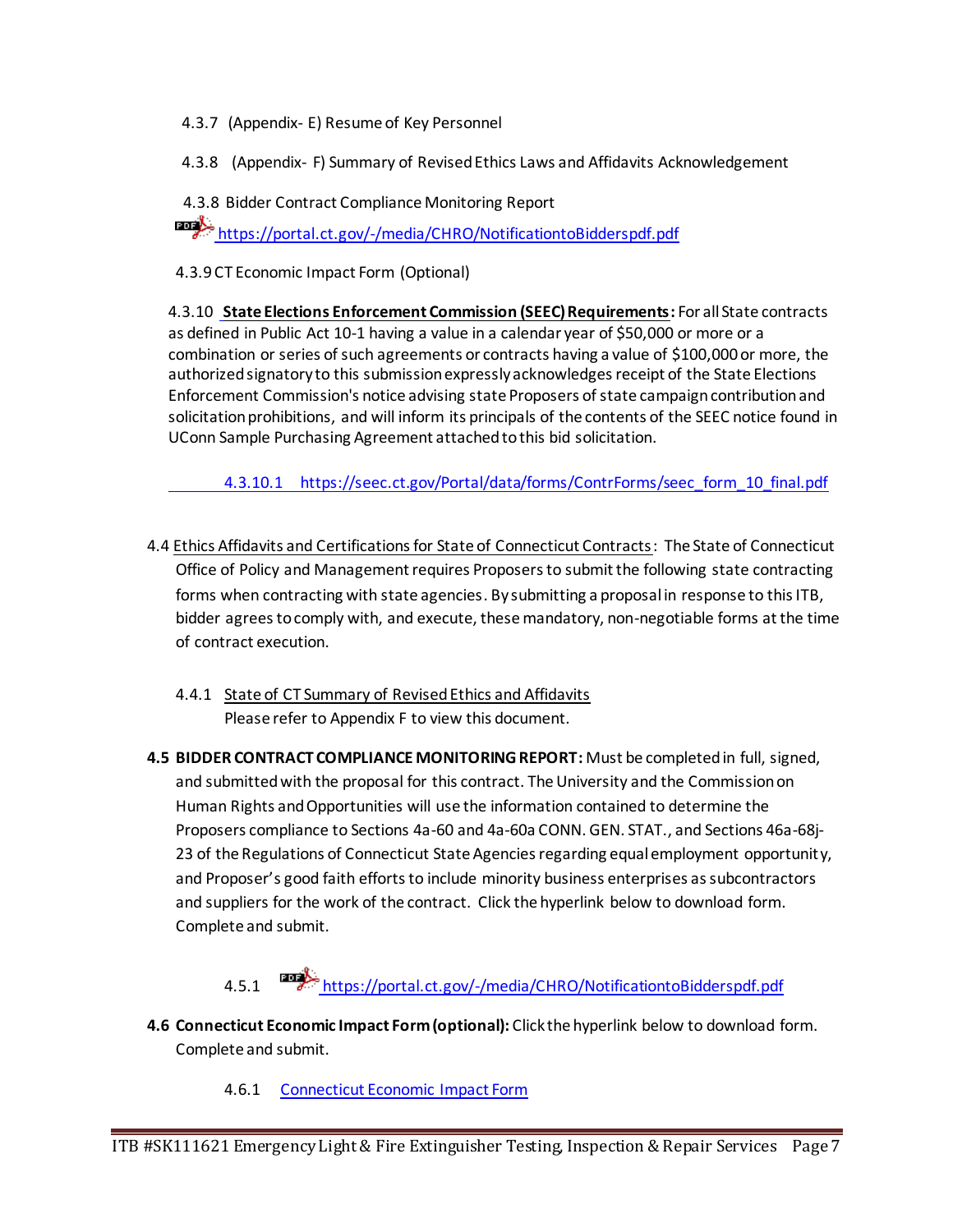4.3.7 (Appendix- E) Resume of Key Personnel

4.3.8 (Appendix- F) Summary of Revised Ethics Laws and Affidavits Acknowledgement

4.3.8 Bidder Contract Compliance Monitoring Report

https://portal.ct.gov/-/media/CHRO/NotificationtoBidderspdf.pdf

4.3.9 CT Economic Impact Form (Optional)

4.3.10 **State Elections Enforcement Commission (SEEC) Requirements:** For all State contracts as defined in Public Act 10-1 having a value in a calendar year of $50,000 or more or a combination or series of such agreements or contracts having a value of $100,000 or more, the authorized signatory to this submission expressly acknowledges receipt of the State Elections Enforcement Commission's notice advising state Proposers of state campaign contribution and solicitation prohibitions, and will inform its principals of the contents of the SEEC notice found in UConn Sample Purchasing Agreement attached to this bid solicitation.

4.3.10.1 https://seec.ct.gov/Portal/data/forms/ContrForms/seec_form_10_final.pdf

4.4 Ethics Affidavits and Certifications for State of Connecticut Contracts: The State of Connecticut Office of Policy and Management requires Proposers to submit the following state contracting forms when contracting with state agencies. By submitting a proposal in response to this ITB, bidder agrees to comply with, and execute, these mandatory, non-negotiable forms at the time of contract execution.

4.4.1 State of CT Summary of Revised Ethics and Affidavits
Please refer to Appendix F to view this document.

**4.5 BIDDER CONTRACT COMPLIANCE MONITORING REPORT:** Must be completed in full, signed, and submitted with the proposal for this contract. The University and the Commission on Human Rights and Opportunities will use the information contained to determine the Proposers compliance to Sections 4a-60 and 4a-60a CONN. GEN. STAT., and Sections 46a-68j-23 of the Regulations of Connecticut State Agencies regarding equal employment opportunity, and Proposer's good faith efforts to include minority business enterprises as subcontractors and suppliers for the work of the contract. Click the hyperlink below to download form. Complete and submit.

4.5.1 https://portal.ct.gov/-/media/CHRO/NotificationtoBidderspdf.pdf

**4.6 Connecticut Economic Impact Form (optional):** Click the hyperlink below to download form. Complete and submit.

4.6.1 Connecticut Economic Impact Form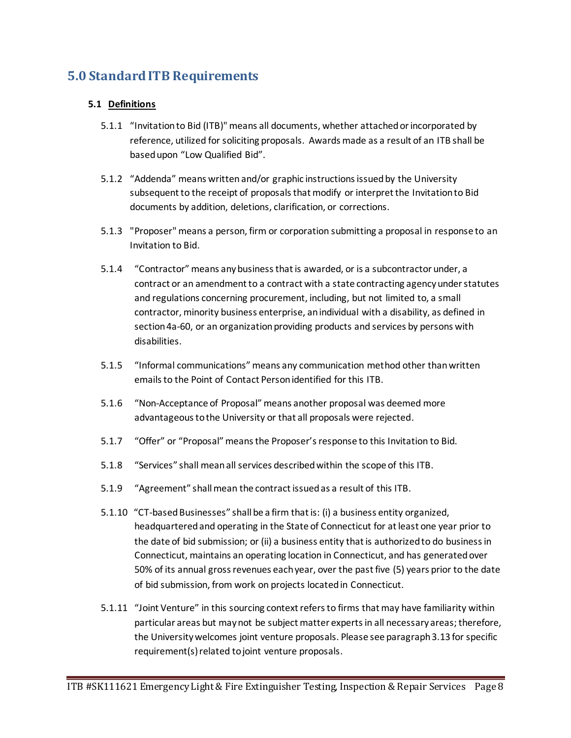# 5.0 Standard ITB Requirements

## 5.1 Definitions

5.1.1 "Invitation to Bid (ITB)" means all documents, whether attached or incorporated by reference, utilized for soliciting proposals. Awards made as a result of an ITB shall be based upon "Low Qualified Bid".

5.1.2 "Addenda" means written and/or graphic instructions issued by the University subsequent to the receipt of proposals that modify or interpret the Invitation to Bid documents by addition, deletions, clarification, or corrections.

5.1.3 "Proposer" means a person, firm or corporation submitting a proposal in response to an Invitation to Bid.

5.1.4 "Contractor" means any business that is awarded, or is a subcontractor under, a contract or an amendment to a contract with a state contracting agency under statutes and regulations concerning procurement, including, but not limited to, a small contractor, minority business enterprise, an individual with a disability, as defined in section 4a-60, or an organization providing products and services by persons with disabilities.

5.1.5 "Informal communications" means any communication method other than written emails to the Point of Contact Person identified for this ITB.

5.1.6 "Non-Acceptance of Proposal" means another proposal was deemed more advantageous to the University or that all proposals were rejected.

5.1.7 "Offer" or "Proposal" means the Proposer's response to this Invitation to Bid.

5.1.8 "Services" shall mean all services described within the scope of this ITB.

5.1.9 "Agreement" shall mean the contract issued as a result of this ITB.

5.1.10 "CT-based Businesses" shall be a firm that is: (i) a business entity organized, headquartered and operating in the State of Connecticut for at least one year prior to the date of bid submission; or (ii) a business entity that is authorized to do business in Connecticut, maintains an operating location in Connecticut, and has generated over 50% of its annual gross revenues each year, over the past five (5) years prior to the date of bid submission, from work on projects located in Connecticut.

5.1.11 "Joint Venture" in this sourcing context refers to firms that may have familiarity within particular areas but may not be subject matter experts in all necessary areas; therefore, the University welcomes joint venture proposals. Please see paragraph 3.13 for specific requirement(s) related to joint venture proposals.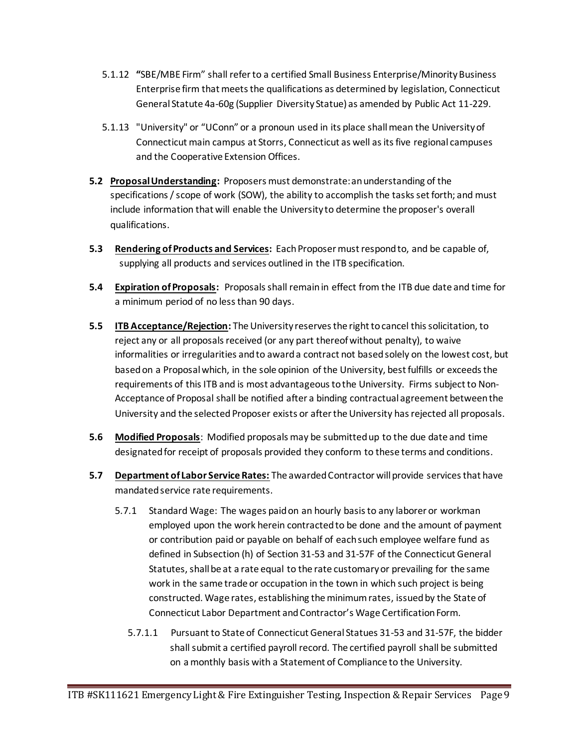5.1.12 "SBE/MBE Firm" shall refer to a certified Small Business Enterprise/Minority Business Enterprise firm that meets the qualifications as determined by legislation, Connecticut General Statute 4a-60g (Supplier Diversity Statue) as amended by Public Act 11-229.

5.1.13 "University" or "UConn" or a pronoun used in its place shall mean the University of Connecticut main campus at Storrs, Connecticut as well as its five regional campuses and the Cooperative Extension Offices.

**5.2 <u>Proposal Understanding</u>:** Proposers must demonstrate: an understanding of the specifications / scope of work (SOW), the ability to accomplish the tasks set forth; and must include information that will enable the University to determine the proposer's overall qualifications.

**5.3 <u>Rendering of Products and Services</u>:** Each Proposer must respond to, and be capable of, supplying all products and services outlined in the ITB specification.

**5.4 <u>Expiration of Proposals</u>:** Proposals shall remain in effect from the ITB due date and time for a minimum period of no less than 90 days.

**5.5 <u>ITB Acceptance/Rejection</u>:** The University reserves the right to cancel this solicitation, to reject any or all proposals received (or any part thereof without penalty), to waive informalities or irregularities and to award a contract not based solely on the lowest cost, but based on a Proposal which, in the sole opinion of the University, best fulfills or exceeds the requirements of this ITB and is most advantageous to the University. Firms subject to Non-Acceptance of Proposal shall be notified after a binding contractual agreement between the University and the selected Proposer exists or after the University has rejected all proposals.

**5.6 <u>Modified Proposals</u>:** Modified proposals may be submitted up to the due date and time designated for receipt of proposals provided they conform to these terms and conditions.

**5.7 <u>Department of Labor Service Rates</u>:** The awarded Contractor will provide services that have mandated service rate requirements.

5.7.1 Standard Wage: The wages paid on an hourly basis to any laborer or workman employed upon the work herein contracted to be done and the amount of payment or contribution paid or payable on behalf of each such employee welfare fund as defined in Subsection (h) of Section 31-53 and 31-57F of the Connecticut General Statutes, shall be at a rate equal to the rate customary or prevailing for the same work in the same trade or occupation in the town in which such project is being constructed. Wage rates, establishing the minimum rates, issued by the State of Connecticut Labor Department and Contractor's Wage Certification Form.

5.7.1.1 Pursuant to State of Connecticut General Statues 31-53 and 31-57F, the bidder shall submit a certified payroll record. The certified payroll shall be submitted on a monthly basis with a Statement of Compliance to the University.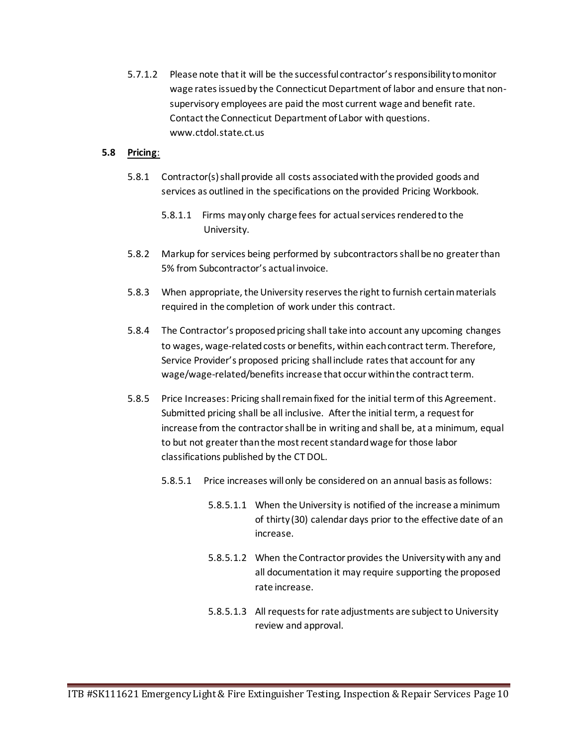5.7.1.2 Please note that it will be the successful contractor's responsibility to monitor wage rates issued by the Connecticut Department of labor and ensure that non-supervisory employees are paid the most current wage and benefit rate. Contact the Connecticut Department of Labor with questions. www.ctdol.state.ct.us

**5.8 Pricing**:

5.8.1 Contractor(s) shall provide all costs associated with the provided goods and services as outlined in the specifications on the provided Pricing Workbook.

5.8.1.1 Firms may only charge fees for actual services rendered to the University.

5.8.2 Markup for services being performed by subcontractors shall be no greater than 5% from Subcontractor's actual invoice.

5.8.3 When appropriate, the University reserves the right to furnish certain materials required in the completion of work under this contract.

5.8.4 The Contractor's proposed pricing shall take into account any upcoming changes to wages, wage-related costs or benefits, within each contract term. Therefore, Service Provider's proposed pricing shall include rates that account for any wage/wage-related/benefits increase that occur within the contract term.

5.8.5 Price Increases: Pricing shall remain fixed for the initial term of this Agreement. Submitted pricing shall be all inclusive. After the initial term, a request for increase from the contractor shall be in writing and shall be, at a minimum, equal to but not greater than the most recent standard wage for those labor classifications published by the CT DOL.

5.8.5.1 Price increases will only be considered on an annual basis as follows:

5.8.5.1.1 When the University is notified of the increase a minimum of thirty (30) calendar days prior to the effective date of an increase.

5.8.5.1.2 When the Contractor provides the University with any and all documentation it may require supporting the proposed rate increase.

5.8.5.1.3 All requests for rate adjustments are subject to University review and approval.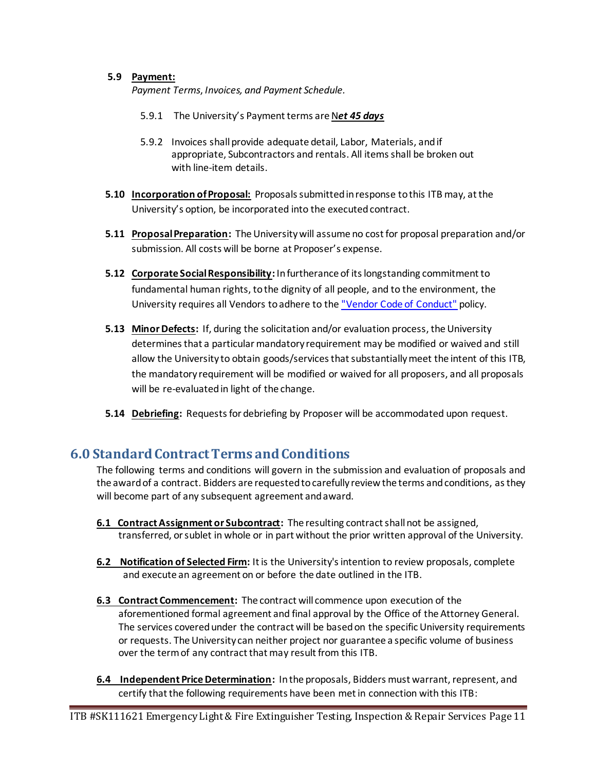**5.9 Payment:**
*Payment Terms, Invoices, and Payment Schedule.*

5.9.1 The University's Payment terms are N***et 45 days***

5.9.2 Invoices shall provide adequate detail, Labor, Materials, and if appropriate, Subcontractors and rentals. All items shall be broken out with line-item details.

**5.10 Incorporation of Proposal:** Proposals submitted in response to this ITB may, at the University's option, be incorporated into the executed contract.

**5.11 Proposal Preparation:** The University will assume no cost for proposal preparation and/or submission. All costs will be borne at Proposer's expense.

**5.12 Corporate Social Responsibility:** In furtherance of its longstanding commitment to fundamental human rights, to the dignity of all people, and to the environment, the University requires all Vendors to adhere to the "Vendor Code of Conduct" policy.

**5.13 Minor Defects:** If, during the solicitation and/or evaluation process, the University determines that a particular mandatory requirement may be modified or waived and still allow the University to obtain goods/services that substantially meet the intent of this ITB, the mandatory requirement will be modified or waived for all proposers, and all proposals will be re-evaluated in light of the change.

**5.14 Debriefing:** Requests for debriefing by Proposer will be accommodated upon request.

## 6.0 Standard Contract Terms and Conditions

The following terms and conditions will govern in the submission and evaluation of proposals and the award of a contract. Bidders are requested to carefully review the terms and conditions, as they will become part of any subsequent agreement and award.

**6.1 Contract Assignment or Subcontract:** The resulting contract shall not be assigned, transferred, or sublet in whole or in part without the prior written approval of the University.

**6.2 Notification of Selected Firm:** It is the University's intention to review proposals, complete and execute an agreement on or before the date outlined in the ITB.

**6.3 Contract Commencement:** The contract will commence upon execution of the aforementioned formal agreement and final approval by the Office of the Attorney General. The services covered under the contract will be based on the specific University requirements or requests. The University can neither project nor guarantee a specific volume of business over the term of any contract that may result from this ITB.

**6.4 Independent Price Determination:** In the proposals, Bidders must warrant, represent, and certify that the following requirements have been met in connection with this ITB: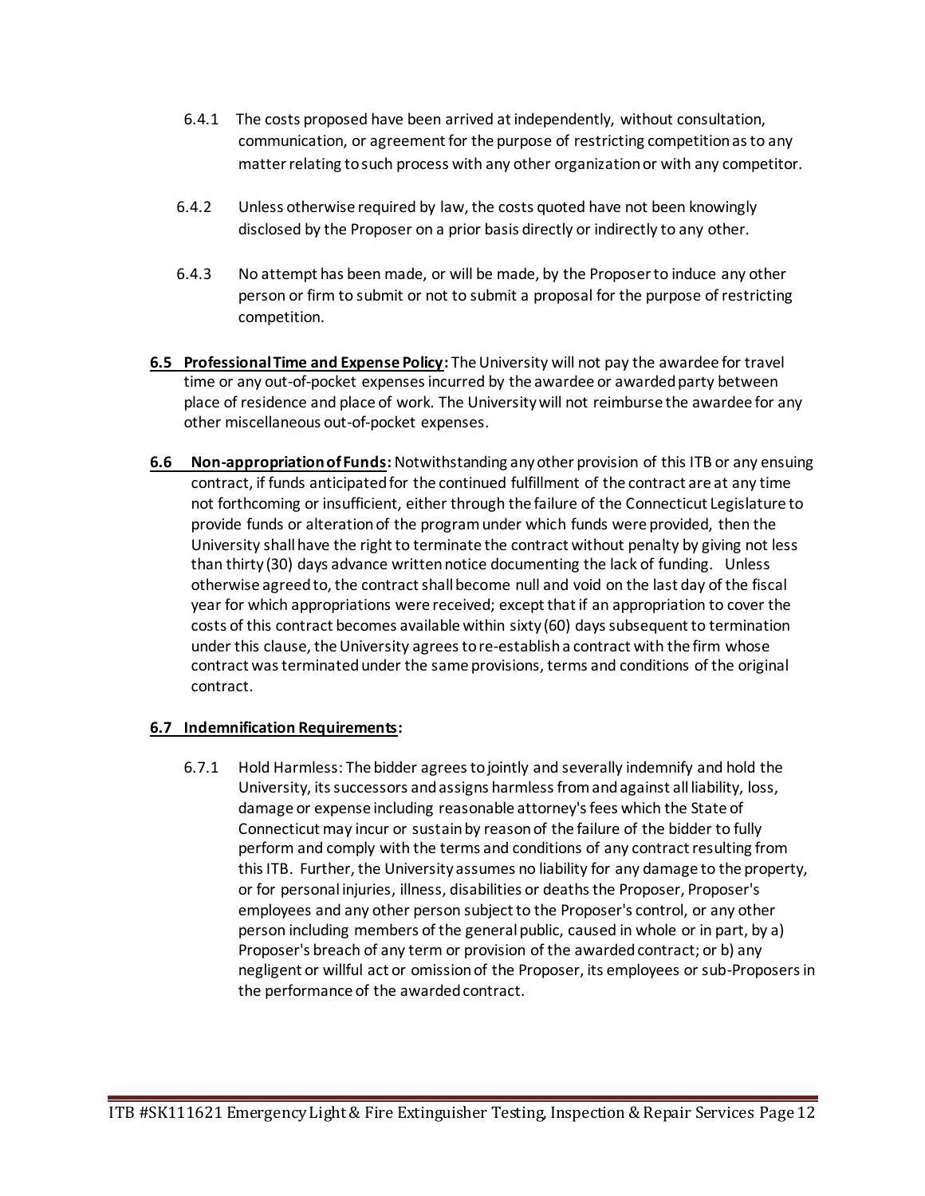6.4.1 The costs proposed have been arrived at independently, without consultation, communication, or agreement for the purpose of restricting competition as to any matter relating to such process with any other organization or with any competitor.

6.4.2 Unless otherwise required by law, the costs quoted have not been knowingly disclosed by the Proposer on a prior basis directly or indirectly to any other.

6.4.3 No attempt has been made, or will be made, by the Proposer to induce any other person or firm to submit or not to submit a proposal for the purpose of restricting competition.

**6.5 Professional Time and Expense Policy:** The University will not pay the awardee for travel time or any out-of-pocket expenses incurred by the awardee or awarded party between place of residence and place of work. The University will not reimburse the awardee for any other miscellaneous out-of-pocket expenses.

**6.6 Non-appropriation of Funds:** Notwithstanding any other provision of this ITB or any ensuing contract, if funds anticipated for the continued fulfillment of the contract are at any time not forthcoming or insufficient, either through the failure of the Connecticut Legislature to provide funds or alteration of the program under which funds were provided, then the University shall have the right to terminate the contract without penalty by giving not less than thirty (30) days advance written notice documenting the lack of funding. Unless otherwise agreed to, the contract shall become null and void on the last day of the fiscal year for which appropriations were received; except that if an appropriation to cover the costs of this contract becomes available within sixty (60) days subsequent to termination under this clause, the University agrees to re-establish a contract with the firm whose contract was terminated under the same provisions, terms and conditions of the original contract.

**6.7 Indemnification Requirements:**

6.7.1 Hold Harmless: The bidder agrees to jointly and severally indemnify and hold the University, its successors and assigns harmless from and against all liability, loss, damage or expense including reasonable attorney's fees which the State of Connecticut may incur or sustain by reason of the failure of the bidder to fully perform and comply with the terms and conditions of any contract resulting from this ITB. Further, the University assumes no liability for any damage to the property, or for personal injuries, illness, disabilities or deaths the Proposer, Proposer's employees and any other person subject to the Proposer's control, or any other person including members of the general public, caused in whole or in part, by a) Proposer's breach of any term or provision of the awarded contract; or b) any negligent or willful act or omission of the Proposer, its employees or sub-Proposers in the performance of the awarded contract.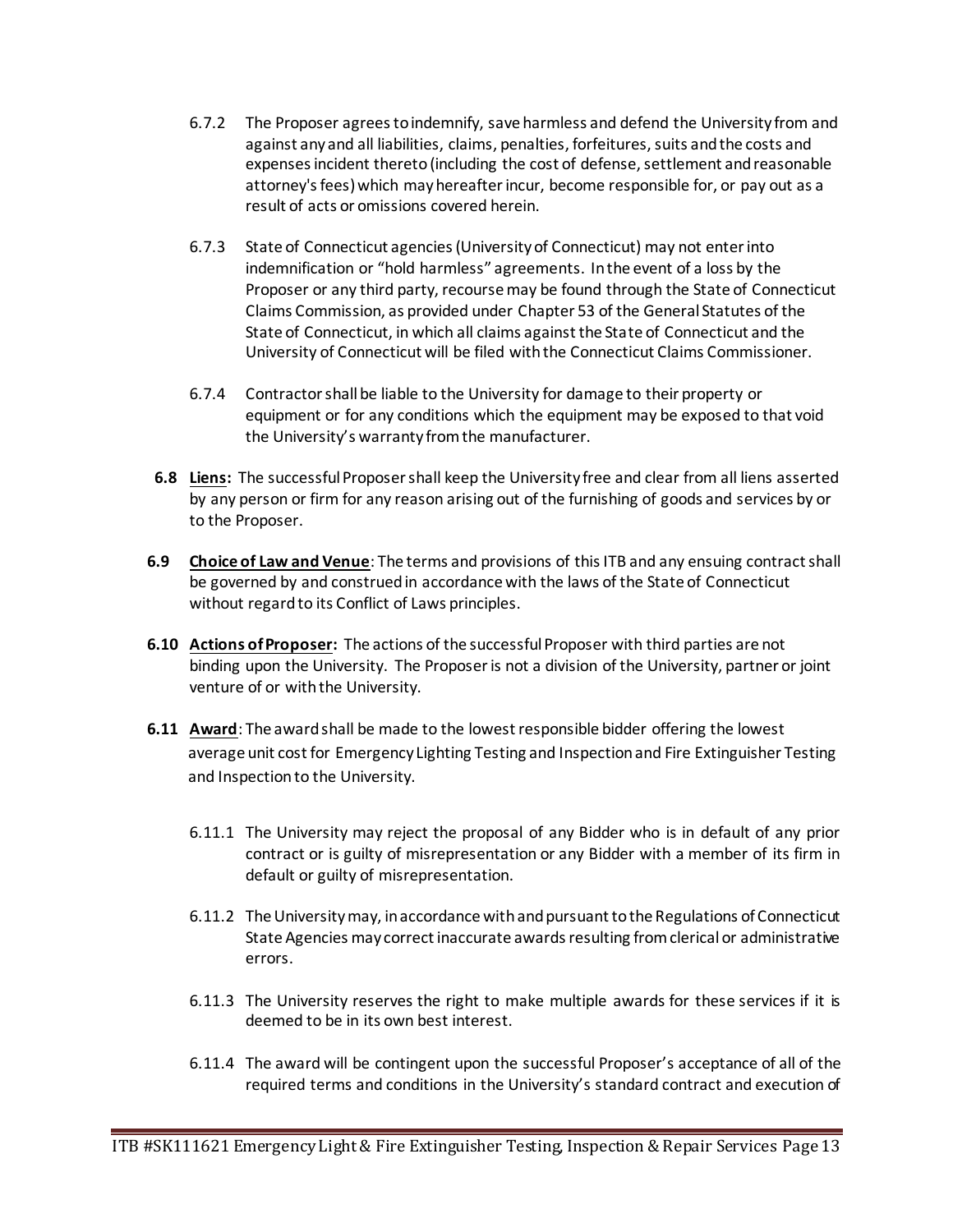6.7.2 The Proposer agrees to indemnify, save harmless and defend the University from and against any and all liabilities, claims, penalties, forfeitures, suits and the costs and expenses incident thereto (including the cost of defense, settlement and reasonable attorney's fees) which may hereafter incur, become responsible for, or pay out as a result of acts or omissions covered herein.

6.7.3 State of Connecticut agencies (University of Connecticut) may not enter into indemnification or "hold harmless" agreements. In the event of a loss by the Proposer or any third party, recourse may be found through the State of Connecticut Claims Commission, as provided under Chapter 53 of the General Statutes of the State of Connecticut, in which all claims against the State of Connecticut and the University of Connecticut will be filed with the Connecticut Claims Commissioner.

6.7.4 Contractor shall be liable to the University for damage to their property or equipment or for any conditions which the equipment may be exposed to that void the University's warranty from the manufacturer.

**6.8** **Liens:** The successful Proposer shall keep the University free and clear from all liens asserted by any person or firm for any reason arising out of the furnishing of goods and services by or to the Proposer.

**6.9** **Choice of Law and Venue**: The terms and provisions of this ITB and any ensuing contract shall be governed by and construed in accordance with the laws of the State of Connecticut without regard to its Conflict of Laws principles.

**6.10** **Actions of Proposer:** The actions of the successful Proposer with third parties are not binding upon the University. The Proposer is not a division of the University, partner or joint venture of or with the University.

**6.11** **Award**: The award shall be made to the lowest responsible bidder offering the lowest average unit cost for Emergency Lighting Testing and Inspection and Fire Extinguisher Testing and Inspection to the University.

6.11.1 The University may reject the proposal of any Bidder who is in default of any prior contract or is guilty of misrepresentation or any Bidder with a member of its firm in default or guilty of misrepresentation.

6.11.2 The University may, in accordance with and pursuant to the Regulations of Connecticut State Agencies may correct inaccurate awards resulting from clerical or administrative errors.

6.11.3 The University reserves the right to make multiple awards for these services if it is deemed to be in its own best interest.

6.11.4 The award will be contingent upon the successful Proposer's acceptance of all of the required terms and conditions in the University's standard contract and execution of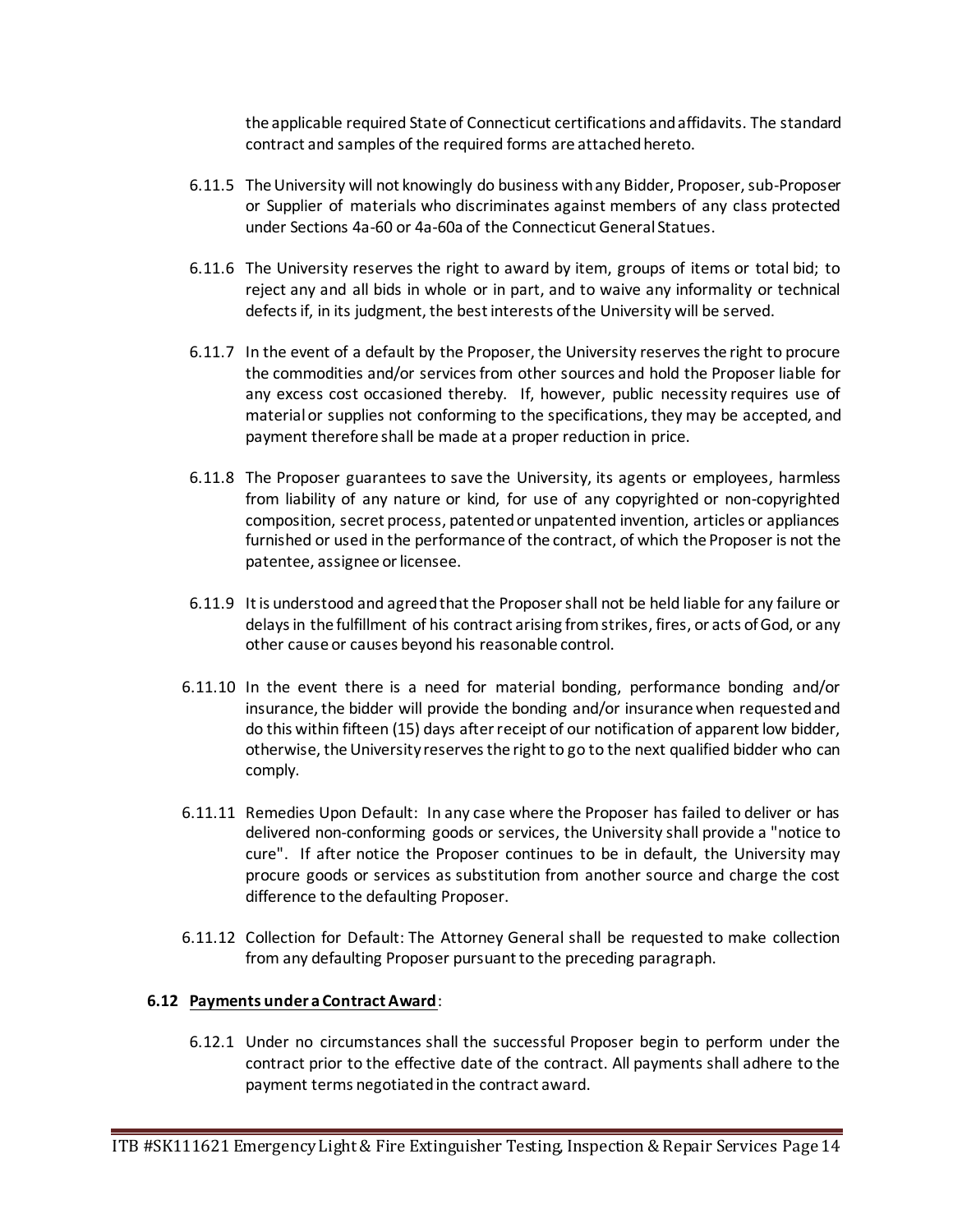the applicable required State of Connecticut certifications and affidavits. The standard contract and samples of the required forms are attached hereto.

6.11.5 The University will not knowingly do business with any Bidder, Proposer, sub-Proposer or Supplier of materials who discriminates against members of any class protected under Sections 4a-60 or 4a-60a of the Connecticut General Statues.

6.11.6 The University reserves the right to award by item, groups of items or total bid; to reject any and all bids in whole or in part, and to waive any informality or technical defects if, in its judgment, the best interests of the University will be served.

6.11.7 In the event of a default by the Proposer, the University reserves the right to procure the commodities and/or services from other sources and hold the Proposer liable for any excess cost occasioned thereby. If, however, public necessity requires use of material or supplies not conforming to the specifications, they may be accepted, and payment therefore shall be made at a proper reduction in price.

6.11.8 The Proposer guarantees to save the University, its agents or employees, harmless from liability of any nature or kind, for use of any copyrighted or non-copyrighted composition, secret process, patented or unpatented invention, articles or appliances furnished or used in the performance of the contract, of which the Proposer is not the patentee, assignee or licensee.

6.11.9 It is understood and agreed that the Proposer shall not be held liable for any failure or delays in the fulfillment of his contract arising from strikes, fires, or acts of God, or any other cause or causes beyond his reasonable control.

6.11.10 In the event there is a need for material bonding, performance bonding and/or insurance, the bidder will provide the bonding and/or insurance when requested and do this within fifteen (15) days after receipt of our notification of apparent low bidder, otherwise, the University reserves the right to go to the next qualified bidder who can comply.

6.11.11 Remedies Upon Default: In any case where the Proposer has failed to deliver or has delivered non-conforming goods or services, the University shall provide a "notice to cure". If after notice the Proposer continues to be in default, the University may procure goods or services as substitution from another source and charge the cost difference to the defaulting Proposer.

6.11.12 Collection for Default: The Attorney General shall be requested to make collection from any defaulting Proposer pursuant to the preceding paragraph.

**6.12 <u>Payments under a Contract Award</u>**:

6.12.1 Under no circumstances shall the successful Proposer begin to perform under the contract prior to the effective date of the contract. All payments shall adhere to the payment terms negotiated in the contract award.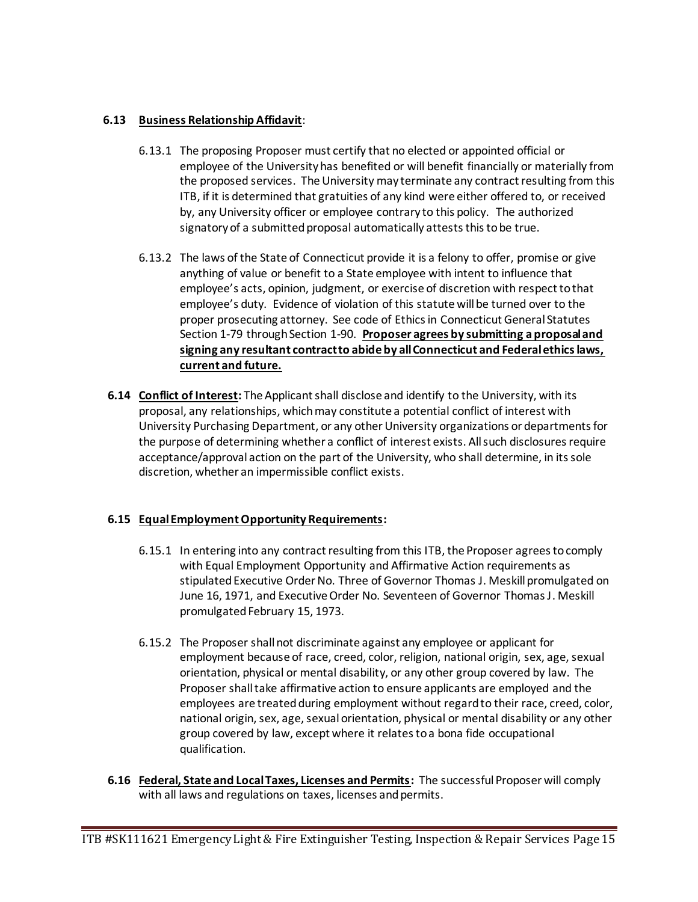**6.13 Business Relationship Affidavit**:

6.13.1 The proposing Proposer must certify that no elected or appointed official or employee of the University has benefited or will benefit financially or materially from the proposed services. The University may terminate any contract resulting from this ITB, if it is determined that gratuities of any kind were either offered to, or received by, any University officer or employee contrary to this policy. The authorized signatory of a submitted proposal automatically attests this to be true.

6.13.2 The laws of the State of Connecticut provide it is a felony to offer, promise or give anything of value or benefit to a State employee with intent to influence that employee's acts, opinion, judgment, or exercise of discretion with respect to that employee's duty. Evidence of violation of this statute will be turned over to the proper prosecuting attorney. See code of Ethics in Connecticut General Statutes Section 1-79 through Section 1-90. **Proposer agrees by submitting a proposal and signing any resultant contract to abide by all Connecticut and Federal ethics laws, current and future.**

**6.14 Conflict of Interest:** The Applicant shall disclose and identify to the University, with its proposal, any relationships, which may constitute a potential conflict of interest with University Purchasing Department, or any other University organizations or departments for the purpose of determining whether a conflict of interest exists. All such disclosures require acceptance/approval action on the part of the University, who shall determine, in its sole discretion, whether an impermissible conflict exists.

**6.15 Equal Employment Opportunity Requirements:**

6.15.1 In entering into any contract resulting from this ITB, the Proposer agrees to comply with Equal Employment Opportunity and Affirmative Action requirements as stipulated Executive Order No. Three of Governor Thomas J. Meskill promulgated on June 16, 1971, and Executive Order No. Seventeen of Governor Thomas J. Meskill promulgated February 15, 1973.

6.15.2 The Proposer shall not discriminate against any employee or applicant for employment because of race, creed, color, religion, national origin, sex, age, sexual orientation, physical or mental disability, or any other group covered by law. The Proposer shall take affirmative action to ensure applicants are employed and the employees are treated during employment without regard to their race, creed, color, national origin, sex, age, sexual orientation, physical or mental disability or any other group covered by law, except where it relates to a bona fide occupational qualification.

**6.16 Federal, State and Local Taxes, Licenses and Permits:** The successful Proposer will comply with all laws and regulations on taxes, licenses and permits.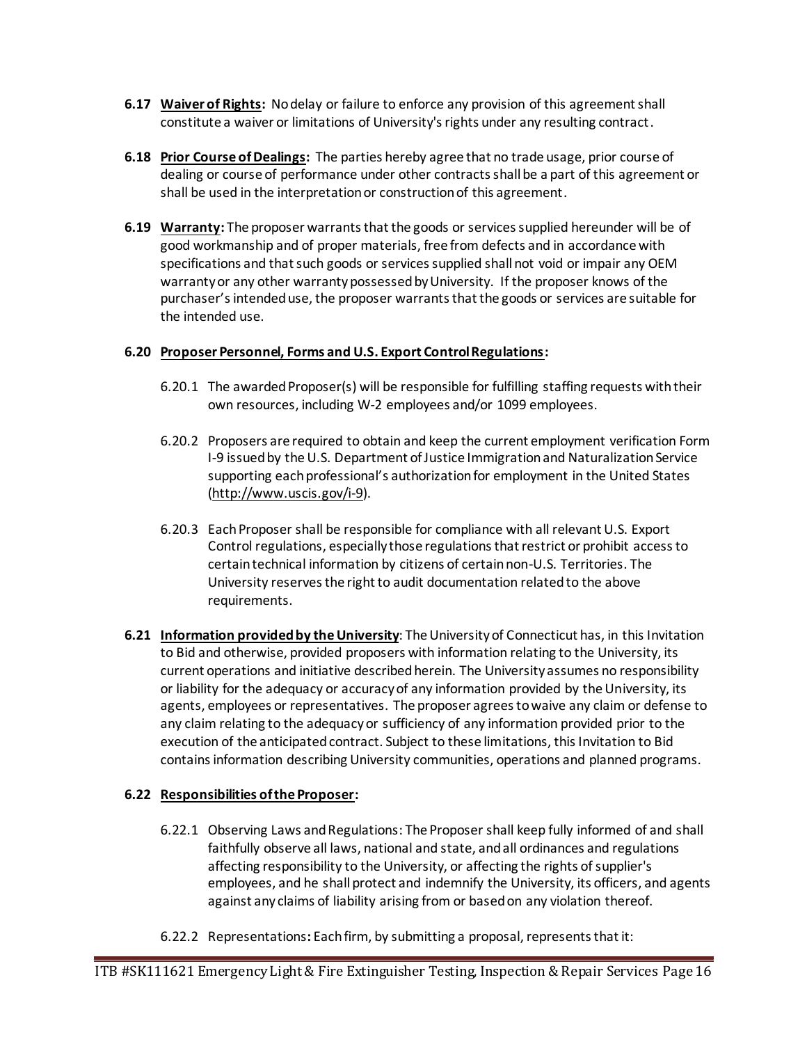**6.17 Waiver of Rights:** No delay or failure to enforce any provision of this agreement shall constitute a waiver or limitations of University's rights under any resulting contract.

**6.18 Prior Course of Dealings:** The parties hereby agree that no trade usage, prior course of dealing or course of performance under other contracts shall be a part of this agreement or shall be used in the interpretation or construction of this agreement.

**6.19 Warranty:** The proposer warrants that the goods or services supplied hereunder will be of good workmanship and of proper materials, free from defects and in accordance with specifications and that such goods or services supplied shall not void or impair any OEM warranty or any other warranty possessed by University. If the proposer knows of the purchaser's intended use, the proposer warrants that the goods or services are suitable for the intended use.

**6.20 Proposer Personnel, Forms and U.S. Export Control Regulations:**

6.20.1 The awarded Proposer(s) will be responsible for fulfilling staffing requests with their own resources, including W-2 employees and/or 1099 employees.

6.20.2 Proposers are required to obtain and keep the current employment verification Form I-9 issued by the U.S. Department of Justice Immigration and Naturalization Service supporting each professional's authorization for employment in the United States (http://www.uscis.gov/i-9).

6.20.3 Each Proposer shall be responsible for compliance with all relevant U.S. Export Control regulations, especially those regulations that restrict or prohibit access to certain technical information by citizens of certain non-U.S. Territories. The University reserves the right to audit documentation related to the above requirements.

**6.21 Information provided by the University**: The University of Connecticut has, in this Invitation to Bid and otherwise, provided proposers with information relating to the University, its current operations and initiative described herein. The University assumes no responsibility or liability for the adequacy or accuracy of any information provided by the University, its agents, employees or representatives. The proposer agrees to waive any claim or defense to any claim relating to the adequacy or sufficiency of any information provided prior to the execution of the anticipated contract. Subject to these limitations, this Invitation to Bid contains information describing University communities, operations and planned programs.

**6.22 Responsibilities of the Proposer:**

6.22.1 Observing Laws and Regulations: The Proposer shall keep fully informed of and shall faithfully observe all laws, national and state, and all ordinances and regulations affecting responsibility to the University, or affecting the rights of supplier's employees, and he shall protect and indemnify the University, its officers, and agents against any claims of liability arising from or based on any violation thereof.

6.22.2 Representations**:** Each firm, by submitting a proposal, represents that it: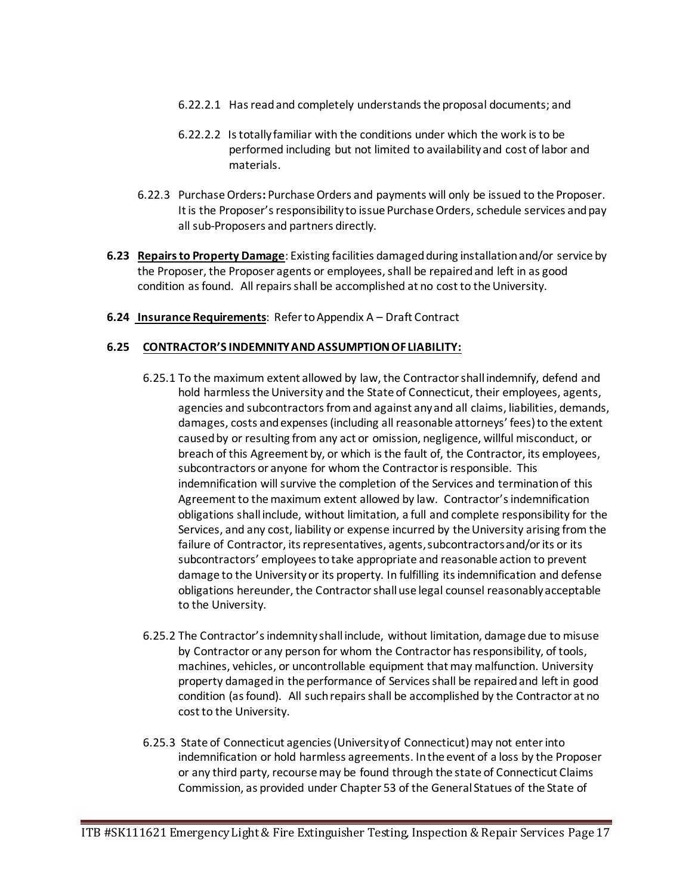6.22.2.1 Has read and completely understands the proposal documents; and

6.22.2.2 Is totally familiar with the conditions under which the work is to be performed including but not limited to availability and cost of labor and materials.

6.22.3 Purchase Orders**:** Purchase Orders and payments will only be issued to the Proposer. It is the Proposer's responsibility to issue Purchase Orders, schedule services and pay all sub-Proposers and partners directly.

**6.23 <u>Repairs to Property Damage</u>**: Existing facilities damaged during installation and/or service by the Proposer, the Proposer agents or employees, shall be repaired and left in as good condition as found. All repairs shall be accomplished at no cost to the University.

**6.24 <u>Insurance Requirements</u>**: Refer to Appendix A – Draft Contract

**6.25 <u>CONTRACTOR'S INDEMNITY AND ASSUMPTION OF LIABILITY:</u>**

6.25.1 To the maximum extent allowed by law, the Contractor shall indemnify, defend and hold harmless the University and the State of Connecticut, their employees, agents, agencies and subcontractors from and against any and all claims, liabilities, demands, damages, costs and expenses (including all reasonable attorneys' fees) to the extent caused by or resulting from any act or omission, negligence, willful misconduct, or breach of this Agreement by, or which is the fault of, the Contractor, its employees, subcontractors or anyone for whom the Contractor is responsible. This indemnification will survive the completion of the Services and termination of this Agreement to the maximum extent allowed by law. Contractor's indemnification obligations shall include, without limitation, a full and complete responsibility for the Services, and any cost, liability or expense incurred by the University arising from the failure of Contractor, its representatives, agents, subcontractors and/or its or its subcontractors' employees to take appropriate and reasonable action to prevent damage to the University or its property. In fulfilling its indemnification and defense obligations hereunder, the Contractor shall use legal counsel reasonably acceptable to the University.

6.25.2 The Contractor's indemnity shall include, without limitation, damage due to misuse by Contractor or any person for whom the Contractor has responsibility, of tools, machines, vehicles, or uncontrollable equipment that may malfunction. University property damaged in the performance of Services shall be repaired and left in good condition (as found). All such repairs shall be accomplished by the Contractor at no cost to the University.

6.25.3 State of Connecticut agencies (University of Connecticut) may not enter into indemnification or hold harmless agreements. In the event of a loss by the Proposer or any third party, recourse may be found through the state of Connecticut Claims Commission, as provided under Chapter 53 of the General Statues of the State of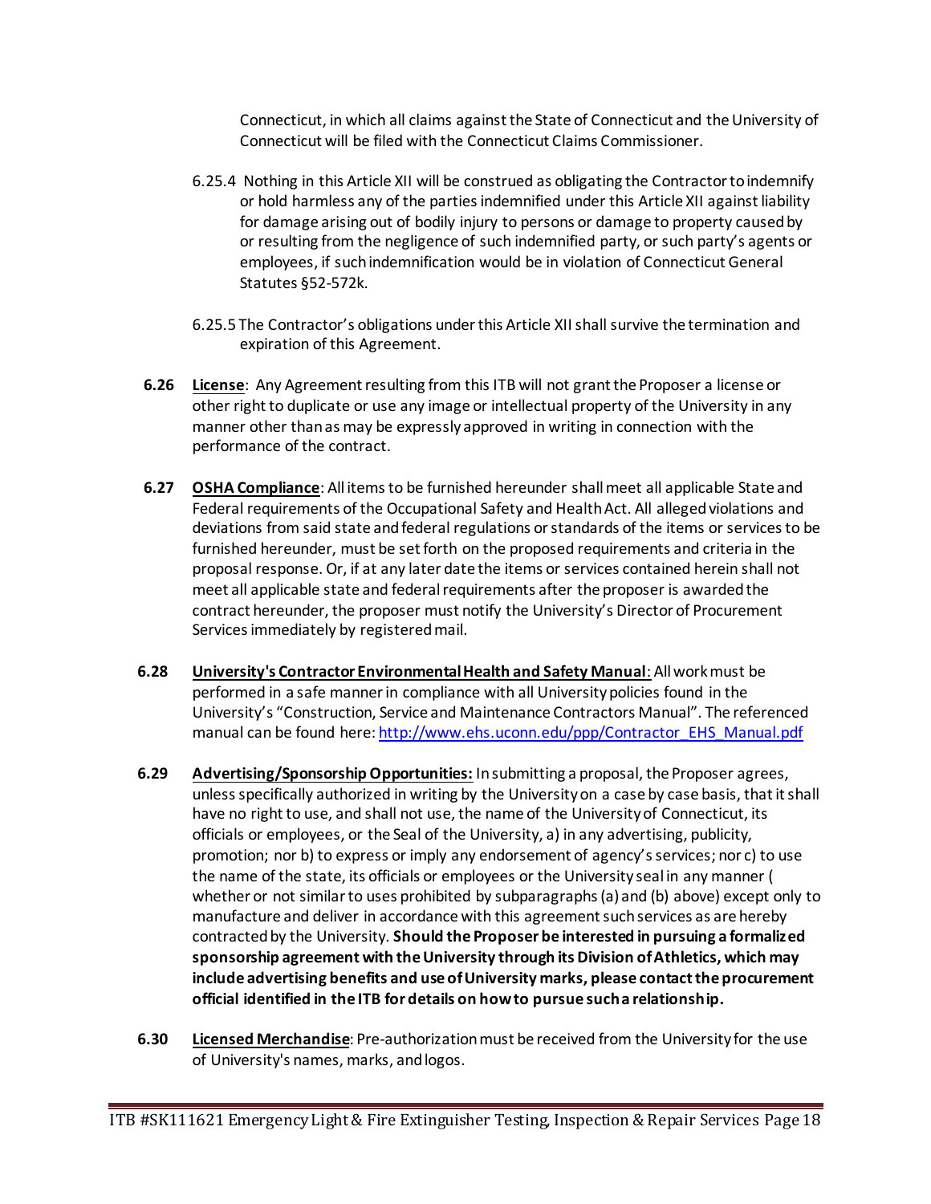Connecticut, in which all claims against the State of Connecticut and the University of Connecticut will be filed with the Connecticut Claims Commissioner.

6.25.4 Nothing in this Article XII will be construed as obligating the Contractor to indemnify or hold harmless any of the parties indemnified under this Article XII against liability for damage arising out of bodily injury to persons or damage to property caused by or resulting from the negligence of such indemnified party, or such party's agents or employees, if such indemnification would be in violation of Connecticut General Statutes §52-572k.

6.25.5 The Contractor's obligations under this Article XII shall survive the termination and expiration of this Agreement.

**6.26** **License**: Any Agreement resulting from this ITB will not grant the Proposer a license or other right to duplicate or use any image or intellectual property of the University in any manner other than as may be expressly approved in writing in connection with the performance of the contract.

**6.27** **OSHA Compliance**: All items to be furnished hereunder shall meet all applicable State and Federal requirements of the Occupational Safety and Health Act. All alleged violations and deviations from said state and federal regulations or standards of the items or services to be furnished hereunder, must be set forth on the proposed requirements and criteria in the proposal response. Or, if at any later date the items or services contained herein shall not meet all applicable state and federal requirements after the proposer is awarded the contract hereunder, the proposer must notify the University's Director of Procurement Services immediately by registered mail.

**6.28** **University's Contractor Environmental Health and Safety Manual**: All work must be performed in a safe manner in compliance with all University policies found in the University's "Construction, Service and Maintenance Contractors Manual". The referenced manual can be found here: http://www.ehs.uconn.edu/ppp/Contractor_EHS_Manual.pdf

**6.29** **Advertising/Sponsorship Opportunities:** In submitting a proposal, the Proposer agrees, unless specifically authorized in writing by the University on a case by case basis, that it shall have no right to use, and shall not use, the name of the University of Connecticut, its officials or employees, or the Seal of the University, a) in any advertising, publicity, promotion; nor b) to express or imply any endorsement of agency's services; nor c) to use the name of the state, its officials or employees or the University seal in any manner ( whether or not similar to uses prohibited by subparagraphs (a) and (b) above) except only to manufacture and deliver in accordance with this agreement such services as are hereby contracted by the University. **Should the Proposer be interested in pursuing a formalized sponsorship agreement with the University through its Division of Athletics, which may include advertising benefits and use of University marks, please contact the procurement official identified in the ITB for details on how to pursue such a relationship.**

**6.30** **Licensed Merchandise**: Pre-authorization must be received from the University for the use of University's names, marks, and logos.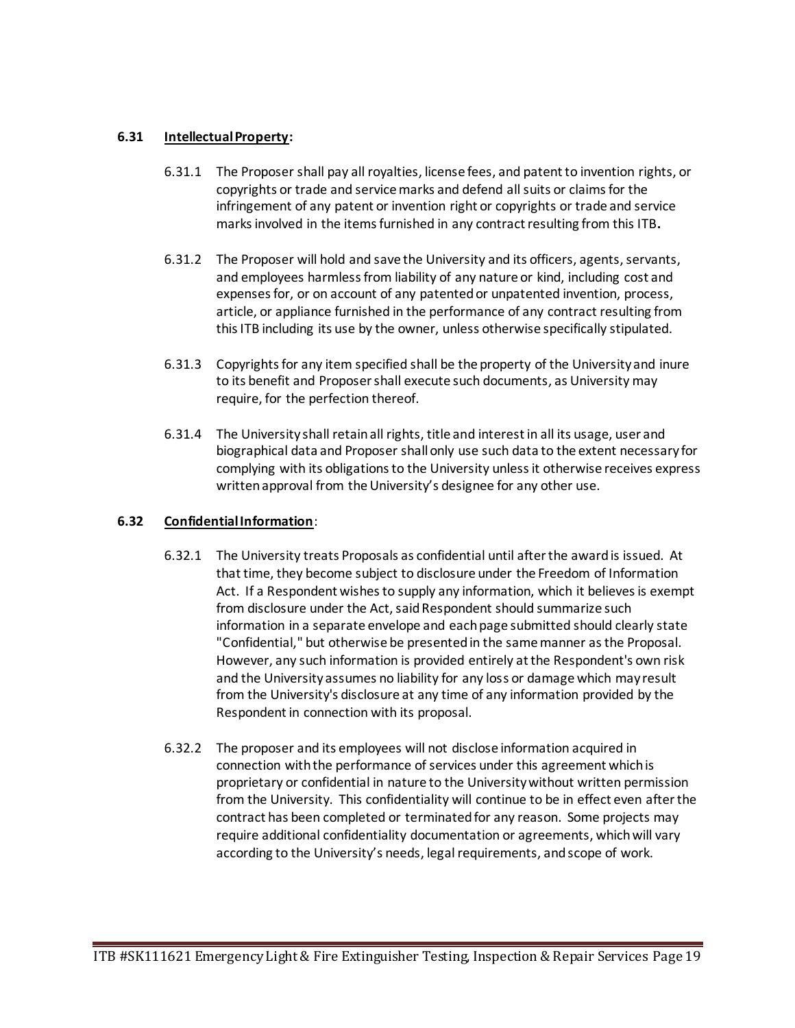**6.31 <u>Intellectual Property</u>:**

6.31.1 The Proposer shall pay all royalties, license fees, and patent to invention rights, or copyrights or trade and service marks and defend all suits or claims for the infringement of any patent or invention right or copyrights or trade and service marks involved in the items furnished in any contract resulting from this ITB**.**

6.31.2 The Proposer will hold and save the University and its officers, agents, servants, and employees harmless from liability of any nature or kind, including cost and expenses for, or on account of any patented or unpatented invention, process, article, or appliance furnished in the performance of any contract resulting from this ITB including its use by the owner, unless otherwise specifically stipulated.

6.31.3 Copyrights for any item specified shall be the property of the University and inure to its benefit and Proposer shall execute such documents, as University may require, for the perfection thereof.

6.31.4 The University shall retain all rights, title and interest in all its usage, user and biographical data and Proposer shall only use such data to the extent necessary for complying with its obligations to the University unless it otherwise receives express written approval from the University's designee for any other use.

**6.32 <u>Confidential Information</u>**:

6.32.1 The University treats Proposals as confidential until after the award is issued. At that time, they become subject to disclosure under the Freedom of Information Act. If a Respondent wishes to supply any information, which it believes is exempt from disclosure under the Act, said Respondent should summarize such information in a separate envelope and each page submitted should clearly state "Confidential," but otherwise be presented in the same manner as the Proposal. However, any such information is provided entirely at the Respondent's own risk and the University assumes no liability for any loss or damage which may result from the University's disclosure at any time of any information provided by the Respondent in connection with its proposal.

6.32.2 The proposer and its employees will not disclose information acquired in connection with the performance of services under this agreement which is proprietary or confidential in nature to the University without written permission from the University. This confidentiality will continue to be in effect even after the contract has been completed or terminated for any reason. Some projects may require additional confidentiality documentation or agreements, which will vary according to the University's needs, legal requirements, and scope of work.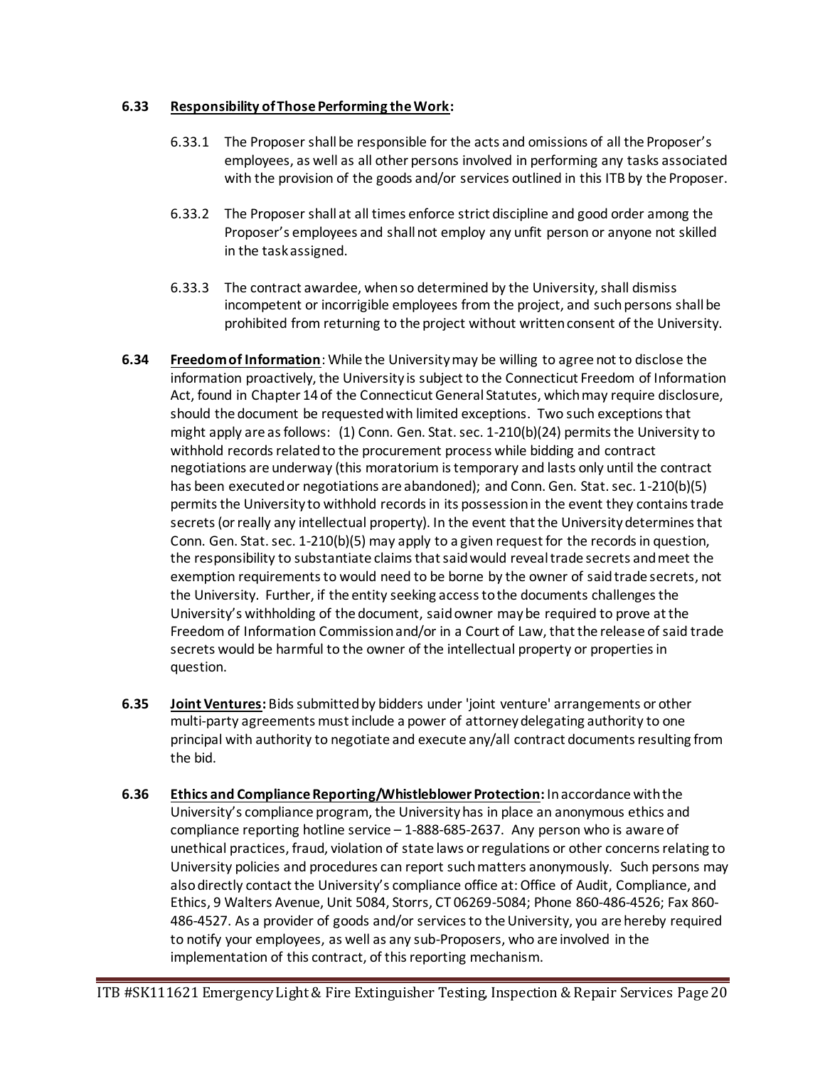**6.33 Responsibility of Those Performing the Work:**

6.33.1 The Proposer shall be responsible for the acts and omissions of all the Proposer's employees, as well as all other persons involved in performing any tasks associated with the provision of the goods and/or services outlined in this ITB by the Proposer.

6.33.2 The Proposer shall at all times enforce strict discipline and good order among the Proposer's employees and shall not employ any unfit person or anyone not skilled in the task assigned.

6.33.3 The contract awardee, when so determined by the University, shall dismiss incompetent or incorrigible employees from the project, and such persons shall be prohibited from returning to the project without written consent of the University.

**6.34 Freedom of Information**: While the University may be willing to agree not to disclose the information proactively, the University is subject to the Connecticut Freedom of Information Act, found in Chapter 14 of the Connecticut General Statutes, which may require disclosure, should the document be requested with limited exceptions. Two such exceptions that might apply are as follows: (1) Conn. Gen. Stat. sec. 1-210(b)(24) permits the University to withhold records related to the procurement process while bidding and contract negotiations are underway (this moratorium is temporary and lasts only until the contract has been executed or negotiations are abandoned); and Conn. Gen. Stat. sec. 1-210(b)(5) permits the University to withhold records in its possession in the event they contains trade secrets (or really any intellectual property). In the event that the University determines that Conn. Gen. Stat. sec. 1-210(b)(5) may apply to a given request for the records in question, the responsibility to substantiate claims that said would reveal trade secrets and meet the exemption requirements to would need to be borne by the owner of said trade secrets, not the University. Further, if the entity seeking access to the documents challenges the University's withholding of the document, said owner may be required to prove at the Freedom of Information Commission and/or in a Court of Law, that the release of said trade secrets would be harmful to the owner of the intellectual property or properties in question.

**6.35 Joint Ventures:** Bids submitted by bidders under 'joint venture' arrangements or other multi-party agreements must include a power of attorney delegating authority to one principal with authority to negotiate and execute any/all contract documents resulting from the bid.

**6.36 Ethics and Compliance Reporting/Whistleblower Protection:** In accordance with the University's compliance program, the University has in place an anonymous ethics and compliance reporting hotline service – 1-888-685-2637. Any person who is aware of unethical practices, fraud, violation of state laws or regulations or other concerns relating to University policies and procedures can report such matters anonymously. Such persons may also directly contact the University's compliance office at: Office of Audit, Compliance, and Ethics, 9 Walters Avenue, Unit 5084, Storrs, CT 06269-5084; Phone 860-486-4526; Fax 860-486-4527. As a provider of goods and/or services to the University, you are hereby required to notify your employees, as well as any sub-Proposers, who are involved in the implementation of this contract, of this reporting mechanism.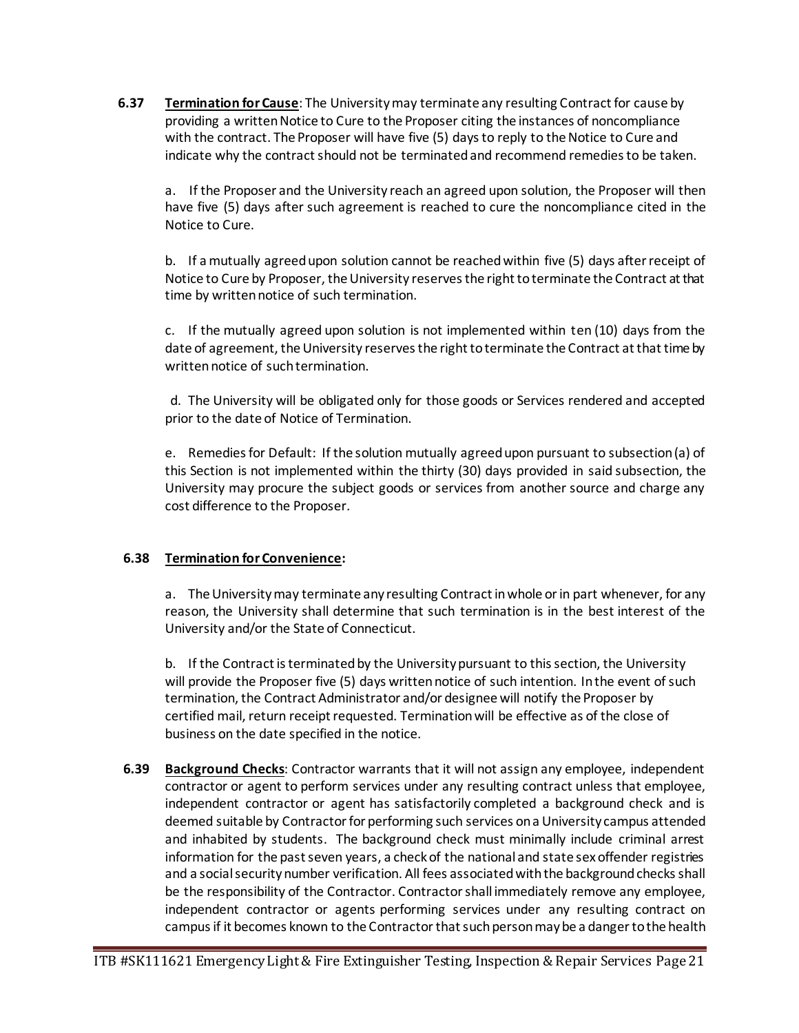**6.37 Termination for Cause**: The University may terminate any resulting Contract for cause by providing a written Notice to Cure to the Proposer citing the instances of noncompliance with the contract. The Proposer will have five (5) days to reply to the Notice to Cure and indicate why the contract should not be terminated and recommend remedies to be taken.

a. If the Proposer and the University reach an agreed upon solution, the Proposer will then have five (5) days after such agreement is reached to cure the noncompliance cited in the Notice to Cure.

b. If a mutually agreed upon solution cannot be reached within five (5) days after receipt of Notice to Cure by Proposer, the University reserves the right to terminate the Contract at that time by written notice of such termination.

c. If the mutually agreed upon solution is not implemented within ten (10) days from the date of agreement, the University reserves the right to terminate the Contract at that time by written notice of such termination.

d. The University will be obligated only for those goods or Services rendered and accepted prior to the date of Notice of Termination.

e. Remedies for Default: If the solution mutually agreed upon pursuant to subsection (a) of this Section is not implemented within the thirty (30) days provided in said subsection, the University may procure the subject goods or services from another source and charge any cost difference to the Proposer.

**6.38 Termination for Convenience:**

a. The University may terminate any resulting Contract in whole or in part whenever, for any reason, the University shall determine that such termination is in the best interest of the University and/or the State of Connecticut.

b. If the Contract is terminated by the University pursuant to this section, the University will provide the Proposer five (5) days written notice of such intention. In the event of such termination, the Contract Administrator and/or designee will notify the Proposer by certified mail, return receipt requested. Termination will be effective as of the close of business on the date specified in the notice.

**6.39 Background Checks**: Contractor warrants that it will not assign any employee, independent contractor or agent to perform services under any resulting contract unless that employee, independent contractor or agent has satisfactorily completed a background check and is deemed suitable by Contractor for performing such services on a University campus attended and inhabited by students. The background check must minimally include criminal arrest information for the past seven years, a check of the national and state sex offender registries and a social security number verification. All fees associated with the background checks shall be the responsibility of the Contractor. Contractor shall immediately remove any employee, independent contractor or agents performing services under any resulting contract on campus if it becomes known to the Contractor that such person may be a danger to the health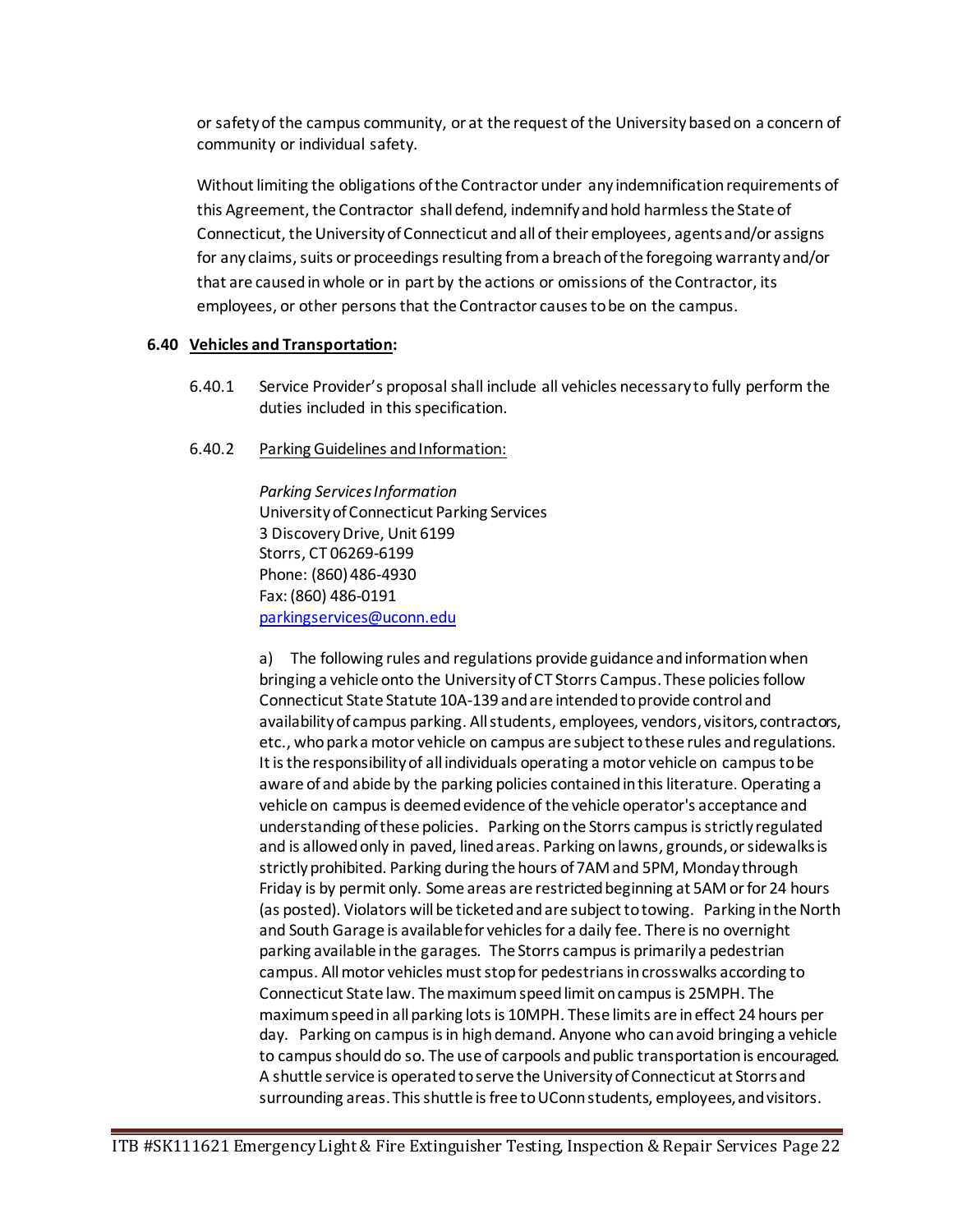or safety of the campus community, or at the request of the University based on a concern of community or individual safety.

Without limiting the obligations of the Contractor under any indemnification requirements of this Agreement, the Contractor shall defend, indemnify and hold harmless the State of Connecticut, the University of Connecticut and all of their employees, agents and/or assigns for any claims, suits or proceedings resulting from a breach of the foregoing warranty and/or that are caused in whole or in part by the actions or omissions of the Contractor, its employees, or other persons that the Contractor causes to be on the campus.

**6.40 <u>Vehicles and Transportation</u>:**

6.40.1 Service Provider's proposal shall include all vehicles necessary to fully perform the duties included in this specification.

6.40.2 <u>Parking Guidelines and Information:</u>

*Parking Services Information*
University of Connecticut Parking Services
3 Discovery Drive, Unit 6199
Storrs, CT 06269-6199
Phone: (860) 486-4930
Fax: (860) 486-0191
parkingservices@uconn.edu

a) The following rules and regulations provide guidance and information when bringing a vehicle onto the University of CT Storrs Campus. These policies follow Connecticut State Statute 10A-139 and are intended to provide control and availability of campus parking. All students, employees, vendors, visitors, contractors, etc., who park a motor vehicle on campus are subject to these rules and regulations. It is the responsibility of all individuals operating a motor vehicle on campus to be aware of and abide by the parking policies contained in this literature. Operating a vehicle on campus is deemed evidence of the vehicle operator's acceptance and understanding of these policies. Parking on the Storrs campus is strictly regulated and is allowed only in paved, lined areas. Parking on lawns, grounds, or sidewalks is strictly prohibited. Parking during the hours of 7AM and 5PM, Monday through Friday is by permit only. Some areas are restricted beginning at 5AM or for 24 hours (as posted). Violators will be ticketed and are subject to towing. Parking in the North and South Garage is available for vehicles for a daily fee. There is no overnight parking available in the garages. The Storrs campus is primarily a pedestrian campus. All motor vehicles must stop for pedestrians in crosswalks according to Connecticut State law. The maximum speed limit on campus is 25MPH. The maximum speed in all parking lots is 10MPH. These limits are in effect 24 hours per day. Parking on campus is in high demand. Anyone who can avoid bringing a vehicle to campus should do so. The use of carpools and public transportation is encouraged. A shuttle service is operated to serve the University of Connecticut at Storrs and surrounding areas. This shuttle is free to UConn students, employees, and visitors.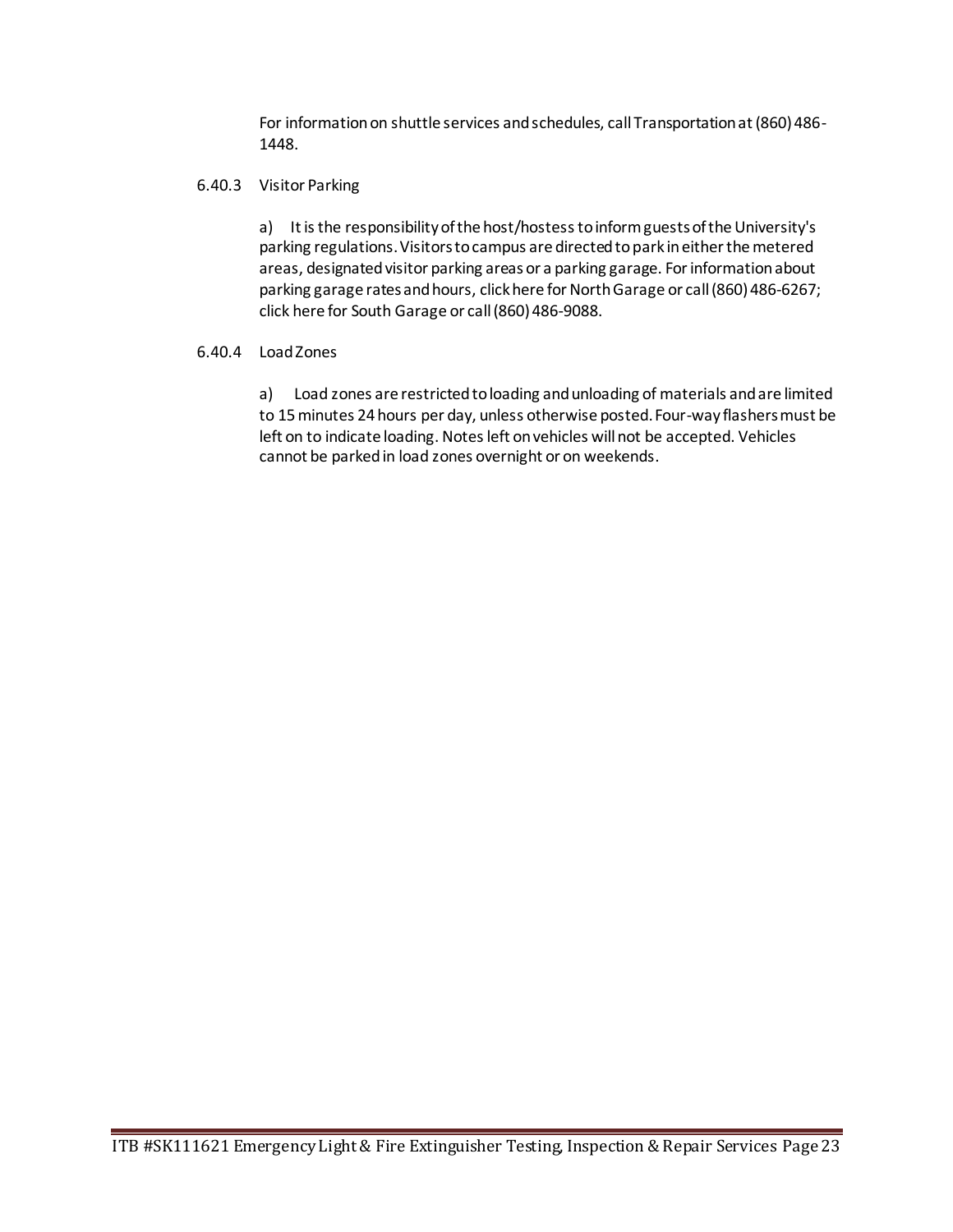For information on shuttle services and schedules, call Transportation at (860) 486-1448.

6.40.3 Visitor Parking

a) It is the responsibility of the host/hostess to inform guests of the University's parking regulations. Visitors to campus are directed to park in either the metered areas, designated visitor parking areas or a parking garage. For information about parking garage rates and hours, click here for North Garage or call (860) 486-6267; click here for South Garage or call (860) 486-9088.

6.40.4 Load Zones

a) Load zones are restricted to loading and unloading of materials and are limited to 15 minutes 24 hours per day, unless otherwise posted. Four-way flashers must be left on to indicate loading. Notes left on vehicles will not be accepted. Vehicles cannot be parked in load zones overnight or on weekends.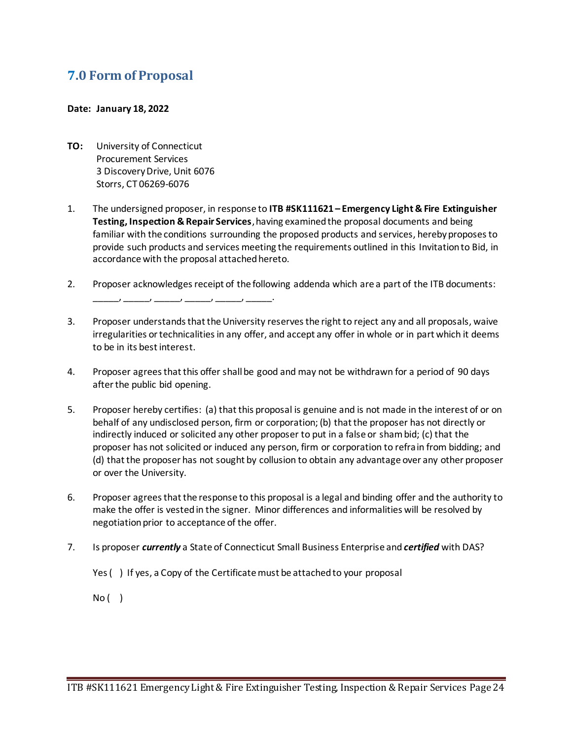## 7.0 Form of Proposal

**Date: January 18, 2022**

**TO:** University of Connecticut
Procurement Services
3 Discovery Drive, Unit 6076
Storrs, CT 06269-6076

1. The undersigned proposer, in response to **ITB #SK111621 – Emergency Light & Fire Extinguisher Testing, Inspection & Repair Services**, having examined the proposal documents and being familiar with the conditions surrounding the proposed products and services, hereby proposes to provide such products and services meeting the requirements outlined in this Invitation to Bid, in accordance with the proposal attached hereto.

2. Proposer acknowledges receipt of the following addenda which are a part of the ITB documents: _____, _____, _____, _____, _____, _____.

3. Proposer understands that the University reserves the right to reject any and all proposals, waive irregularities or technicalities in any offer, and accept any offer in whole or in part which it deems to be in its best interest.

4. Proposer agrees that this offer shall be good and may not be withdrawn for a period of 90 days after the public bid opening.

5. Proposer hereby certifies: (a) that this proposal is genuine and is not made in the interest of or on behalf of any undisclosed person, firm or corporation; (b) that the proposer has not directly or indirectly induced or solicited any other proposer to put in a false or sham bid; (c) that the proposer has not solicited or induced any person, firm or corporation to refrain from bidding; and (d) that the proposer has not sought by collusion to obtain any advantage over any other proposer or over the University.

6. Proposer agrees that the response to this proposal is a legal and binding offer and the authority to make the offer is vested in the signer. Minor differences and informalities will be resolved by negotiation prior to acceptance of the offer.

7. Is proposer ***currently*** a State of Connecticut Small Business Enterprise and ***certified*** with DAS?

   Yes (  ) If yes, a Copy of the Certificate must be attached to your proposal

   No (  )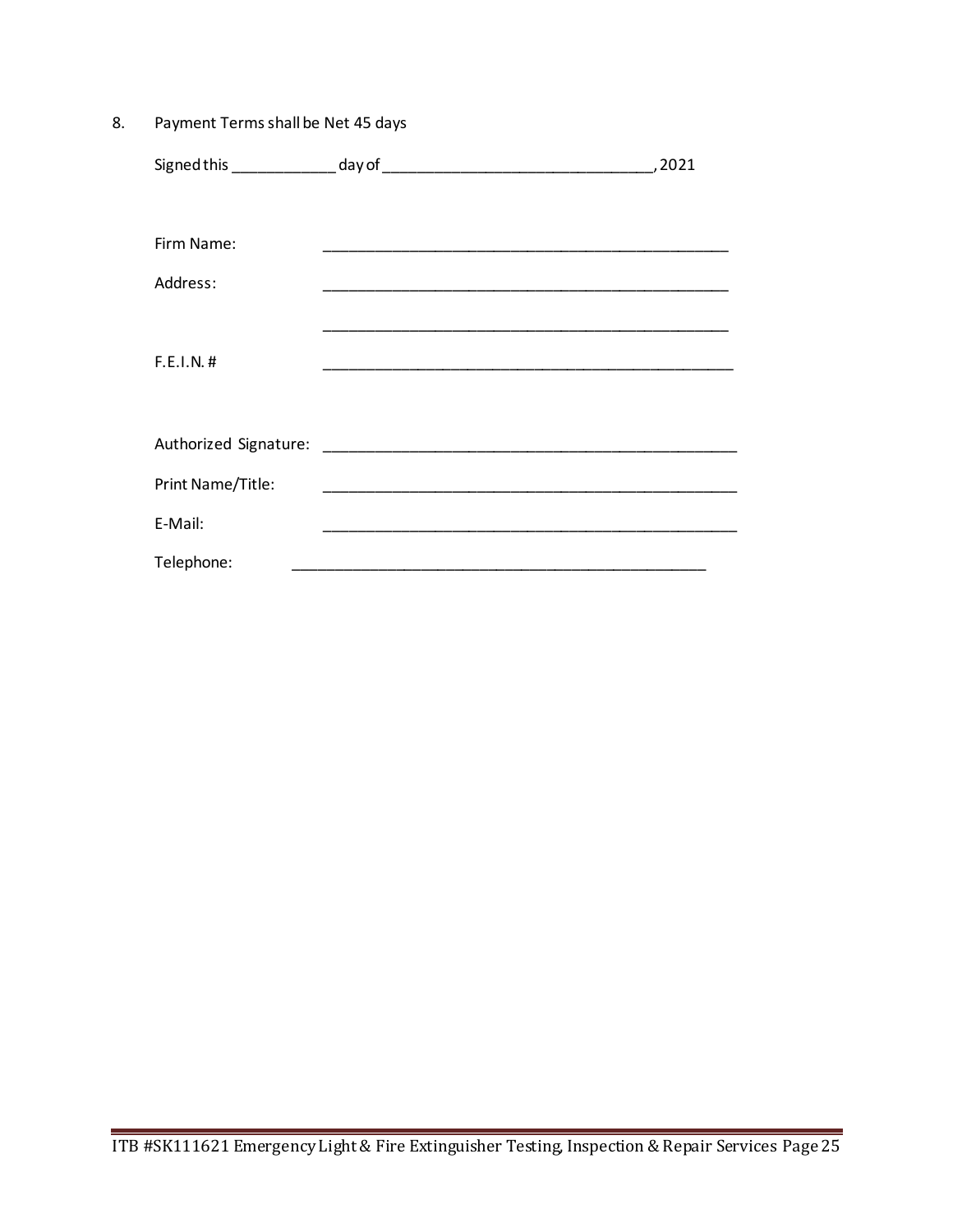8. Payment Terms shall be Net 45 days

Signed this ____________ day of ________________________________, 2021

Firm Name: ________________________________________________

Address: ________________________________________________

________________________________________________

F.E.I.N. # ________________________________________________

Authorized Signature: ________________________________________________

Print Name/Title: ________________________________________________

E-Mail: ________________________________________________

Telephone: ________________________________________________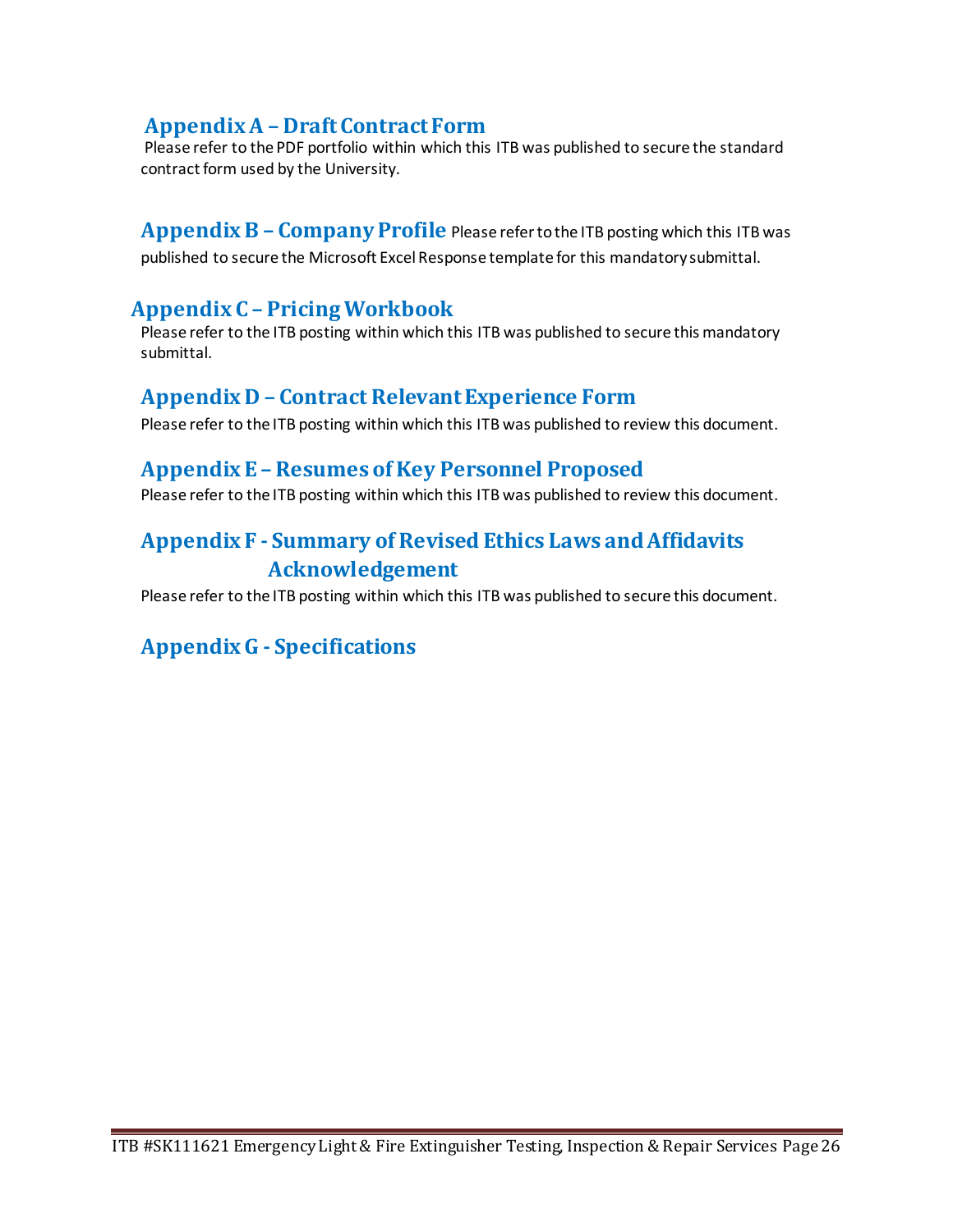## Appendix A – Draft Contract Form

Please refer to the PDF portfolio within which this ITB was published to secure the standard contract form used by the University.

## Appendix B – Company Profile

Please refer to the ITB posting which this ITB was published to secure the Microsoft Excel Response template for this mandatory submittal.

## Appendix C – Pricing Workbook

Please refer to the ITB posting within which this ITB was published to secure this mandatory submittal.

## Appendix D – Contract Relevant Experience Form

Please refer to the ITB posting within which this ITB was published to review this document.

## Appendix E – Resumes of Key Personnel Proposed

Please refer to the ITB posting within which this ITB was published to review this document.

## Appendix F - Summary of Revised Ethics Laws and Affidavits Acknowledgement

Please refer to the ITB posting within which this ITB was published to secure this document.

## Appendix G - Specifications